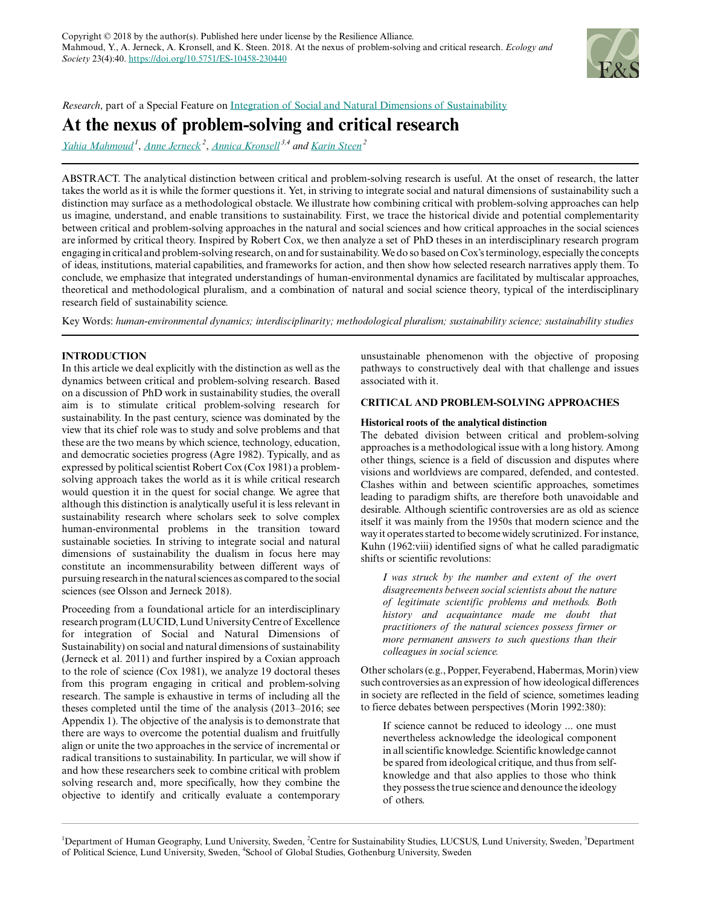Copyright © 2018 by the author(s). Published here under license by the Resilience Alliance.
Mahmoud, Y., A. Jerneck, A. Kronsell, and K. Steen. 2018. At the nexus of problem-solving and critical research. *Ecology and Society* 23(4):40. https://doi.org/10.5751/ES-10458-230440

*Research*, part of a Special Feature on Integration of Social and Natural Dimensions of Sustainability

# At the nexus of problem-solving and critical research

*Yahia Mahmoud*[1], *Anne Jerneck*[2], *Annica Kronsell*[3,4] and *Karin Steen*[2]

ABSTRACT. The analytical distinction between critical and problem-solving research is useful. At the onset of research, the latter takes the world as it is while the former questions it. Yet, in striving to integrate social and natural dimensions of sustainability such a distinction may surface as a methodological obstacle. We illustrate how combining critical with problem-solving approaches can help us imagine, understand, and enable transitions to sustainability. First, we trace the historical divide and potential complementarity between critical and problem-solving approaches in the natural and social sciences and how critical approaches in the social sciences are informed by critical theory. Inspired by Robert Cox, we then analyze a set of PhD theses in an interdisciplinary research program engaging in critical and problem-solving research, on and for sustainability. We do so based on Cox's terminology, especially the concepts of ideas, institutions, material capabilities, and frameworks for action, and then show how selected research narratives apply them. To conclude, we emphasize that integrated understandings of human-environmental dynamics are facilitated by multiscalar approaches, theoretical and methodological pluralism, and a combination of natural and social science theory, typical of the interdisciplinary research field of sustainability science.

Key Words: *human-environmental dynamics; interdisciplinarity; methodological pluralism; sustainability science; sustainability studies*

## INTRODUCTION

In this article we deal explicitly with the distinction as well as the dynamics between critical and problem-solving research. Based on a discussion of PhD work in sustainability studies, the overall aim is to stimulate critical problem-solving research for sustainability. In the past century, science was dominated by the view that its chief role was to study and solve problems and that these are the two means by which science, technology, education, and democratic societies progress (Agre 1982). Typically, and as expressed by political scientist Robert Cox (Cox 1981) a problem-solving approach takes the world as it is while critical research would question it in the quest for social change. We agree that although this distinction is analytically useful it is less relevant in sustainability research where scholars seek to solve complex human-environmental problems in the transition toward sustainable societies. In striving to integrate social and natural dimensions of sustainability the dualism in focus here may constitute an incommensurability between different ways of pursuing research in the natural sciences as compared to the social sciences (see Olsson and Jerneck 2018).

Proceeding from a foundational article for an interdisciplinary research program (LUCID, Lund University Centre of Excellence for integration of Social and Natural Dimensions of Sustainability) on social and natural dimensions of sustainability (Jerneck et al. 2011) and further inspired by a Coxian approach to the role of science (Cox 1981), we analyze 19 doctoral theses from this program engaging in critical and problem-solving research. The sample is exhaustive in terms of including all the theses completed until the time of the analysis (2013–2016; see Appendix 1). The objective of the analysis is to demonstrate that there are ways to overcome the potential dualism and fruitfully align or unite the two approaches in the service of incremental or radical transitions to sustainability. In particular, we will show if and how these researchers seek to combine critical with problem solving research and, more specifically, how they combine the objective to identify and critically evaluate a contemporary unsustainable phenomenon with the objective of proposing pathways to constructively deal with that challenge and issues associated with it.

## CRITICAL AND PROBLEM-SOLVING APPROACHES

### Historical roots of the analytical distinction

The debated division between critical and problem-solving approaches is a methodological issue with a long history. Among other things, science is a field of discussion and disputes where visions and worldviews are compared, defended, and contested. Clashes within and between scientific approaches, sometimes leading to paradigm shifts, are therefore both unavoidable and desirable. Although scientific controversies are as old as science itself it was mainly from the 1950s that modern science and the way it operates started to become widely scrutinized. For instance, Kuhn (1962:viii) identified signs of what he called paradigmatic shifts or scientific revolutions:

> *I was struck by the number and extent of the overt disagreements between social scientists about the nature of legitimate scientific problems and methods. Both history and acquaintance made me doubt that practitioners of the natural sciences possess firmer or more permanent answers to such questions than their colleagues in social science.*

Other scholars (e.g., Popper, Feyerabend, Habermas, Morin) view such controversies as an expression of how ideological differences in society are reflected in the field of science, sometimes leading to fierce debates between perspectives (Morin 1992:380):

> If science cannot be reduced to ideology ... one must nevertheless acknowledge the ideological component in all scientific knowledge. Scientific knowledge cannot be spared from ideological critique, and thus from self-knowledge and that also applies to those who think they possess the true science and denounce the ideology of others.

[1]Department of Human Geography, Lund University, Sweden, [2]Centre for Sustainability Studies, LUCSUS, Lund University, Sweden, [3]Department of Political Science, Lund University, Sweden, [4]School of Global Studies, Gothenburg University, Sweden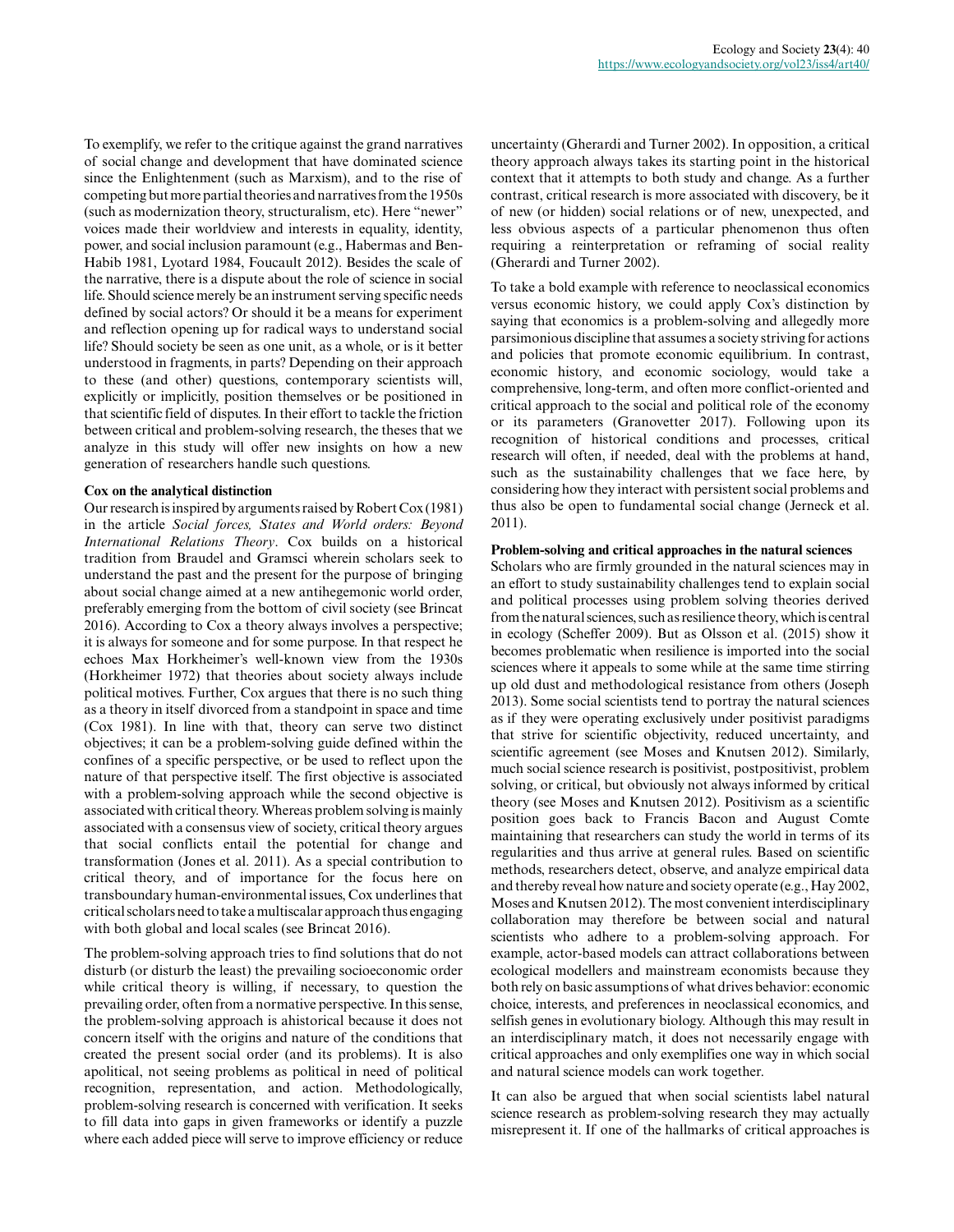To exemplify, we refer to the critique against the grand narratives of social change and development that have dominated science since the Enlightenment (such as Marxism), and to the rise of competing but more partial theories and narratives from the 1950s (such as modernization theory, structuralism, etc). Here "newer" voices made their worldview and interests in equality, identity, power, and social inclusion paramount (e.g., Habermas and Ben-Habib 1981, Lyotard 1984, Foucault 2012). Besides the scale of the narrative, there is a dispute about the role of science in social life. Should science merely be an instrument serving specific needs defined by social actors? Or should it be a means for experiment and reflection opening up for radical ways to understand social life? Should society be seen as one unit, as a whole, or is it better understood in fragments, in parts? Depending on their approach to these (and other) questions, contemporary scientists will, explicitly or implicitly, position themselves or be positioned in that scientific field of disputes. In their effort to tackle the friction between critical and problem-solving research, the theses that we analyze in this study will offer new insights on how a new generation of researchers handle such questions.

### Cox on the analytical distinction

Our research is inspired by arguments raised by Robert Cox (1981) in the article *Social forces, States and World orders: Beyond International Relations Theory*. Cox builds on a historical tradition from Braudel and Gramsci wherein scholars seek to understand the past and the present for the purpose of bringing about social change aimed at a new antihegemonic world order, preferably emerging from the bottom of civil society (see Brincat 2016). According to Cox a theory always involves a perspective; it is always for someone and for some purpose. In that respect he echoes Max Horkheimer's well-known view from the 1930s (Horkheimer 1972) that theories about society always include political motives. Further, Cox argues that there is no such thing as a theory in itself divorced from a standpoint in space and time (Cox 1981). In line with that, theory can serve two distinct objectives; it can be a problem-solving guide defined within the confines of a specific perspective, or be used to reflect upon the nature of that perspective itself. The first objective is associated with a problem-solving approach while the second objective is associated with critical theory. Whereas problem solving is mainly associated with a consensus view of society, critical theory argues that social conflicts entail the potential for change and transformation (Jones et al. 2011). As a special contribution to critical theory, and of importance for the focus here on transboundary human-environmental issues, Cox underlines that critical scholars need to take a multiscalar approach thus engaging with both global and local scales (see Brincat 2016).

The problem-solving approach tries to find solutions that do not disturb (or disturb the least) the prevailing socioeconomic order while critical theory is willing, if necessary, to question the prevailing order, often from a normative perspective. In this sense, the problem-solving approach is ahistorical because it does not concern itself with the origins and nature of the conditions that created the present social order (and its problems). It is also apolitical, not seeing problems as political in need of political recognition, representation, and action. Methodologically, problem-solving research is concerned with verification. It seeks to fill data into gaps in given frameworks or identify a puzzle where each added piece will serve to improve efficiency or reduce uncertainty (Gherardi and Turner 2002). In opposition, a critical theory approach always takes its starting point in the historical context that it attempts to both study and change. As a further contrast, critical research is more associated with discovery, be it of new (or hidden) social relations or of new, unexpected, and less obvious aspects of a particular phenomenon thus often requiring a reinterpretation or reframing of social reality (Gherardi and Turner 2002).

To take a bold example with reference to neoclassical economics versus economic history, we could apply Cox's distinction by saying that economics is a problem-solving and allegedly more parsimonious discipline that assumes a society striving for actions and policies that promote economic equilibrium. In contrast, economic history, and economic sociology, would take a comprehensive, long-term, and often more conflict-oriented and critical approach to the social and political role of the economy or its parameters (Granovetter 2017). Following upon its recognition of historical conditions and processes, critical research will often, if needed, deal with the problems at hand, such as the sustainability challenges that we face here, by considering how they interact with persistent social problems and thus also be open to fundamental social change (Jerneck et al. 2011).

### Problem-solving and critical approaches in the natural sciences

Scholars who are firmly grounded in the natural sciences may in an effort to study sustainability challenges tend to explain social and political processes using problem solving theories derived from the natural sciences, such as resilience theory, which is central in ecology (Scheffer 2009). But as Olsson et al. (2015) show it becomes problematic when resilience is imported into the social sciences where it appeals to some while at the same time stirring up old dust and methodological resistance from others (Joseph 2013). Some social scientists tend to portray the natural sciences as if they were operating exclusively under positivist paradigms that strive for scientific objectivity, reduced uncertainty, and scientific agreement (see Moses and Knutsen 2012). Similarly, much social science research is positivist, postpositivist, problem solving, or critical, but obviously not always informed by critical theory (see Moses and Knutsen 2012). Positivism as a scientific position goes back to Francis Bacon and August Comte maintaining that researchers can study the world in terms of its regularities and thus arrive at general rules. Based on scientific methods, researchers detect, observe, and analyze empirical data and thereby reveal how nature and society operate (e.g., Hay 2002, Moses and Knutsen 2012). The most convenient interdisciplinary collaboration may therefore be between social and natural scientists who adhere to a problem-solving approach. For example, actor-based models can attract collaborations between ecological modellers and mainstream economists because they both rely on basic assumptions of what drives behavior: economic choice, interests, and preferences in neoclassical economics, and selfish genes in evolutionary biology. Although this may result in an interdisciplinary match, it does not necessarily engage with critical approaches and only exemplifies one way in which social and natural science models can work together.

It can also be argued that when social scientists label natural science research as problem-solving research they may actually misrepresent it. If one of the hallmarks of critical approaches is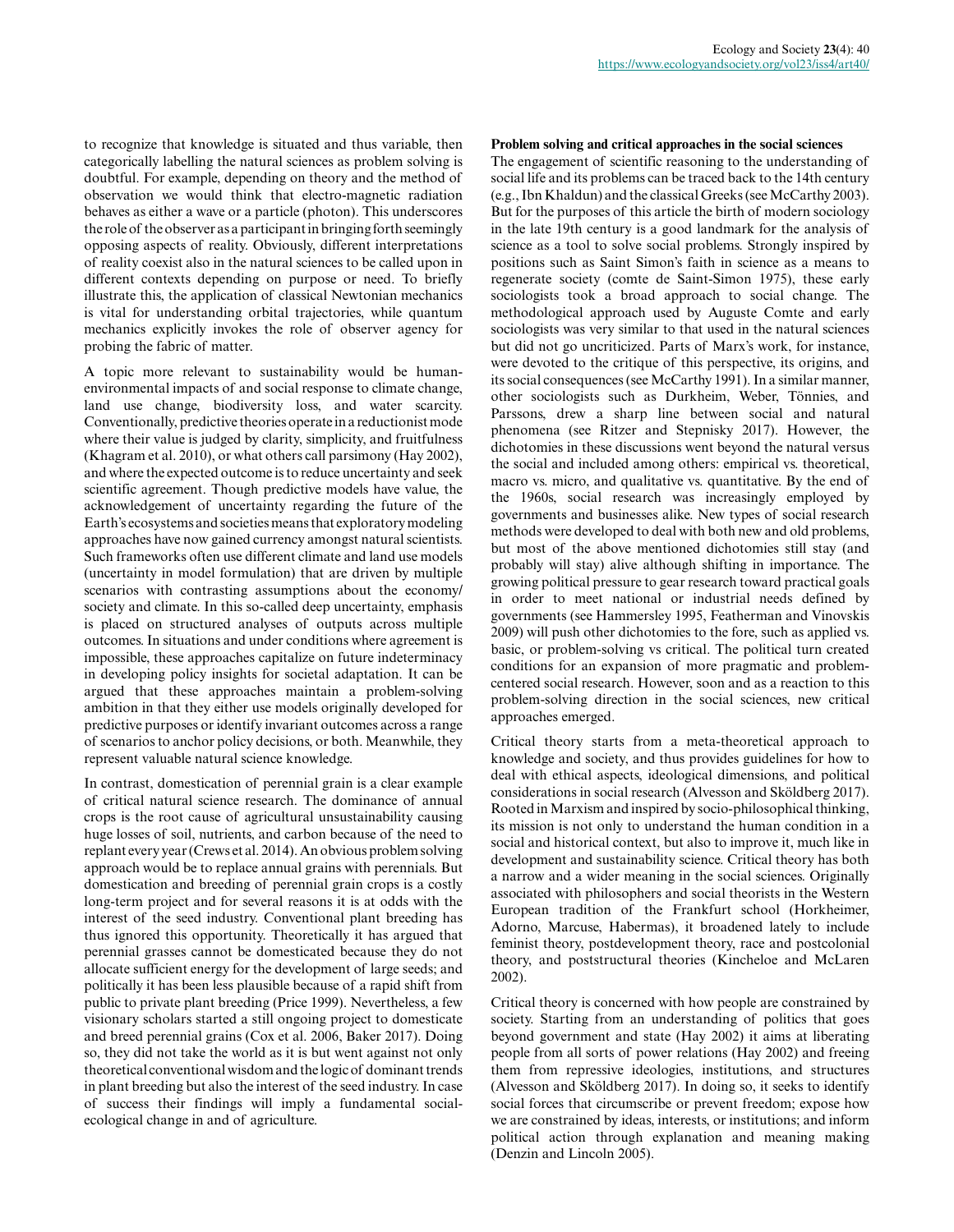to recognize that knowledge is situated and thus variable, then categorically labelling the natural sciences as problem solving is doubtful. For example, depending on theory and the method of observation we would think that electro-magnetic radiation behaves as either a wave or a particle (photon). This underscores the role of the observer as a participant in bringing forth seemingly opposing aspects of reality. Obviously, different interpretations of reality coexist also in the natural sciences to be called upon in different contexts depending on purpose or need. To briefly illustrate this, the application of classical Newtonian mechanics is vital for understanding orbital trajectories, while quantum mechanics explicitly invokes the role of observer agency for probing the fabric of matter.

A topic more relevant to sustainability would be human-environmental impacts of and social response to climate change, land use change, biodiversity loss, and water scarcity. Conventionally, predictive theories operate in a reductionist mode where their value is judged by clarity, simplicity, and fruitfulness (Khagram et al. 2010), or what others call parsimony (Hay 2002), and where the expected outcome is to reduce uncertainty and seek scientific agreement. Though predictive models have value, the acknowledgement of uncertainty regarding the future of the Earth's ecosystems and societies means that exploratory modeling approaches have now gained currency amongst natural scientists. Such frameworks often use different climate and land use models (uncertainty in model formulation) that are driven by multiple scenarios with contrasting assumptions about the economy/society and climate. In this so-called deep uncertainty, emphasis is placed on structured analyses of outputs across multiple outcomes. In situations and under conditions where agreement is impossible, these approaches capitalize on future indeterminacy in developing policy insights for societal adaptation. It can be argued that these approaches maintain a problem-solving ambition in that they either use models originally developed for predictive purposes or identify invariant outcomes across a range of scenarios to anchor policy decisions, or both. Meanwhile, they represent valuable natural science knowledge.

In contrast, domestication of perennial grain is a clear example of critical natural science research. The dominance of annual crops is the root cause of agricultural unsustainability causing huge losses of soil, nutrients, and carbon because of the need to replant every year (Crews et al. 2014). An obvious problem solving approach would be to replace annual grains with perennials. But domestication and breeding of perennial grain crops is a costly long-term project and for several reasons it is at odds with the interest of the seed industry. Conventional plant breeding has thus ignored this opportunity. Theoretically it has argued that perennial grasses cannot be domesticated because they do not allocate sufficient energy for the development of large seeds; and politically it has been less plausible because of a rapid shift from public to private plant breeding (Price 1999). Nevertheless, a few visionary scholars started a still ongoing project to domesticate and breed perennial grains (Cox et al. 2006, Baker 2017). Doing so, they did not take the world as it is but went against not only theoretical conventional wisdom and the logic of dominant trends in plant breeding but also the interest of the seed industry. In case of success their findings will imply a fundamental social-ecological change in and of agriculture.

### Problem solving and critical approaches in the social sciences

The engagement of scientific reasoning to the understanding of social life and its problems can be traced back to the 14th century (e.g., Ibn Khaldun) and the classical Greeks (see McCarthy 2003). But for the purposes of this article the birth of modern sociology in the late 19th century is a good landmark for the analysis of science as a tool to solve social problems. Strongly inspired by positions such as Saint Simon's faith in science as a means to regenerate society (comte de Saint-Simon 1975), these early sociologists took a broad approach to social change. The methodological approach used by Auguste Comte and early sociologists was very similar to that used in the natural sciences but did not go uncriticized. Parts of Marx's work, for instance, were devoted to the critique of this perspective, its origins, and its social consequences (see McCarthy 1991). In a similar manner, other sociologists such as Durkheim, Weber, Tönnies, and Parssons, drew a sharp line between social and natural phenomena (see Ritzer and Stepnisky 2017). However, the dichotomies in these discussions went beyond the natural versus the social and included among others: empirical vs. theoretical, macro vs. micro, and qualitative vs. quantitative. By the end of the 1960s, social research was increasingly employed by governments and businesses alike. New types of social research methods were developed to deal with both new and old problems, but most of the above mentioned dichotomies still stay (and probably will stay) alive although shifting in importance. The growing political pressure to gear research toward practical goals in order to meet national or industrial needs defined by governments (see Hammersley 1995, Featherman and Vinovskis 2009) will push other dichotomies to the fore, such as applied vs. basic, or problem-solving vs critical. The political turn created conditions for an expansion of more pragmatic and problem-centered social research. However, soon and as a reaction to this problem-solving direction in the social sciences, new critical approaches emerged.

Critical theory starts from a meta-theoretical approach to knowledge and society, and thus provides guidelines for how to deal with ethical aspects, ideological dimensions, and political considerations in social research (Alvesson and Sköldberg 2017). Rooted in Marxism and inspired by socio-philosophical thinking, its mission is not only to understand the human condition in a social and historical context, but also to improve it, much like in development and sustainability science. Critical theory has both a narrow and a wider meaning in the social sciences. Originally associated with philosophers and social theorists in the Western European tradition of the Frankfurt school (Horkheimer, Adorno, Marcuse, Habermas), it broadened lately to include feminist theory, postdevelopment theory, race and postcolonial theory, and poststructural theories (Kincheloe and McLaren 2002).

Critical theory is concerned with how people are constrained by society. Starting from an understanding of politics that goes beyond government and state (Hay 2002) it aims at liberating people from all sorts of power relations (Hay 2002) and freeing them from repressive ideologies, institutions, and structures (Alvesson and Sköldberg 2017). In doing so, it seeks to identify social forces that circumscribe or prevent freedom; expose how we are constrained by ideas, interests, or institutions; and inform political action through explanation and meaning making (Denzin and Lincoln 2005).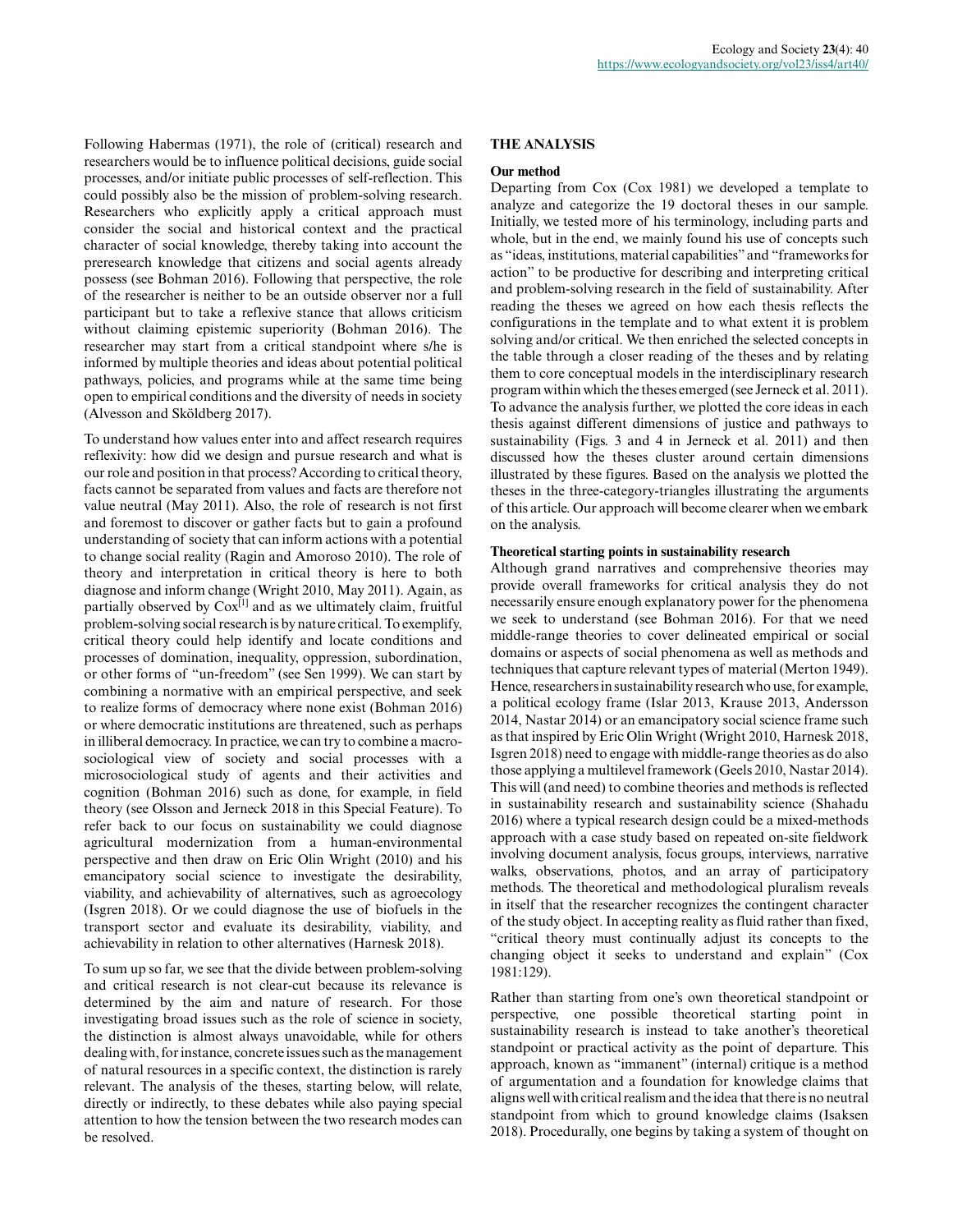Following Habermas (1971), the role of (critical) research and researchers would be to influence political decisions, guide social processes, and/or initiate public processes of self-reflection. This could possibly also be the mission of problem-solving research. Researchers who explicitly apply a critical approach must consider the social and historical context and the practical character of social knowledge, thereby taking into account the preresearch knowledge that citizens and social agents already possess (see Bohman 2016). Following that perspective, the role of the researcher is neither to be an outside observer nor a full participant but to take a reflexive stance that allows criticism without claiming epistemic superiority (Bohman 2016). The researcher may start from a critical standpoint where s/he is informed by multiple theories and ideas about potential political pathways, policies, and programs while at the same time being open to empirical conditions and the diversity of needs in society (Alvesson and Sköldberg 2017).

To understand how values enter into and affect research requires reflexivity: how did we design and pursue research and what is our role and position in that process? According to critical theory, facts cannot be separated from values and facts are therefore not value neutral (May 2011). Also, the role of research is not first and foremost to discover or gather facts but to gain a profound understanding of society that can inform actions with a potential to change social reality (Ragin and Amoroso 2010). The role of theory and interpretation in critical theory is here to both diagnose and inform change (Wright 2010, May 2011). Again, as partially observed by Cox[1] and as we ultimately claim, fruitful problem-solving social research is by nature critical. To exemplify, critical theory could help identify and locate conditions and processes of domination, inequality, oppression, subordination, or other forms of "un-freedom" (see Sen 1999). We can start by combining a normative with an empirical perspective, and seek to realize forms of democracy where none exist (Bohman 2016) or where democratic institutions are threatened, such as perhaps in illiberal democracy. In practice, we can try to combine a macro-sociological view of society and social processes with a microsociological study of agents and their activities and cognition (Bohman 2016) such as done, for example, in field theory (see Olsson and Jerneck 2018 in this Special Feature). To refer back to our focus on sustainability we could diagnose agricultural modernization from a human-environmental perspective and then draw on Eric Olin Wright (2010) and his emancipatory social science to investigate the desirability, viability, and achievability of alternatives, such as agroecology (Isgren 2018). Or we could diagnose the use of biofuels in the transport sector and evaluate its desirability, viability, and achievability in relation to other alternatives (Harnesk 2018).

To sum up so far, we see that the divide between problem-solving and critical research is not clear-cut because its relevance is determined by the aim and nature of research. For those investigating broad issues such as the role of science in society, the distinction is almost always unavoidable, while for others dealing with, for instance, concrete issues such as the management of natural resources in a specific context, the distinction is rarely relevant. The analysis of the theses, starting below, will relate, directly or indirectly, to these debates while also paying special attention to how the tension between the two research modes can be resolved.

## THE ANALYSIS

### Our method

Departing from Cox (Cox 1981) we developed a template to analyze and categorize the 19 doctoral theses in our sample. Initially, we tested more of his terminology, including parts and whole, but in the end, we mainly found his use of concepts such as "ideas, institutions, material capabilities" and "frameworks for action" to be productive for describing and interpreting critical and problem-solving research in the field of sustainability. After reading the theses we agreed on how each thesis reflects the configurations in the template and to what extent it is problem solving and/or critical. We then enriched the selected concepts in the table through a closer reading of the theses and by relating them to core conceptual models in the interdisciplinary research program within which the theses emerged (see Jerneck et al. 2011). To advance the analysis further, we plotted the core ideas in each thesis against different dimensions of justice and pathways to sustainability (Figs. 3 and 4 in Jerneck et al. 2011) and then discussed how the theses cluster around certain dimensions illustrated by these figures. Based on the analysis we plotted the theses in the three-category-triangles illustrating the arguments of this article. Our approach will become clearer when we embark on the analysis.

### Theoretical starting points in sustainability research

Although grand narratives and comprehensive theories may provide overall frameworks for critical analysis they do not necessarily ensure enough explanatory power for the phenomena we seek to understand (see Bohman 2016). For that we need middle-range theories to cover delineated empirical or social domains or aspects of social phenomena as well as methods and techniques that capture relevant types of material (Merton 1949). Hence, researchers in sustainability research who use, for example, a political ecology frame (Islar 2013, Krause 2013, Andersson 2014, Nastar 2014) or an emancipatory social science frame such as that inspired by Eric Olin Wright (Wright 2010, Harnesk 2018, Isgren 2018) need to engage with middle-range theories as do also those applying a multilevel framework (Geels 2010, Nastar 2014). This will (and need) to combine theories and methods is reflected in sustainability research and sustainability science (Shahadu 2016) where a typical research design could be a mixed-methods approach with a case study based on repeated on-site fieldwork involving document analysis, focus groups, interviews, narrative walks, observations, photos, and an array of participatory methods. The theoretical and methodological pluralism reveals in itself that the researcher recognizes the contingent character of the study object. In accepting reality as fluid rather than fixed, "critical theory must continually adjust its concepts to the changing object it seeks to understand and explain" (Cox 1981:129).

Rather than starting from one's own theoretical standpoint or perspective, one possible theoretical starting point in sustainability research is instead to take another's theoretical standpoint or practical activity as the point of departure. This approach, known as "immanent" (internal) critique is a method of argumentation and a foundation for knowledge claims that aligns well with critical realism and the idea that there is no neutral standpoint from which to ground knowledge claims (Isaksen 2018). Procedurally, one begins by taking a system of thought on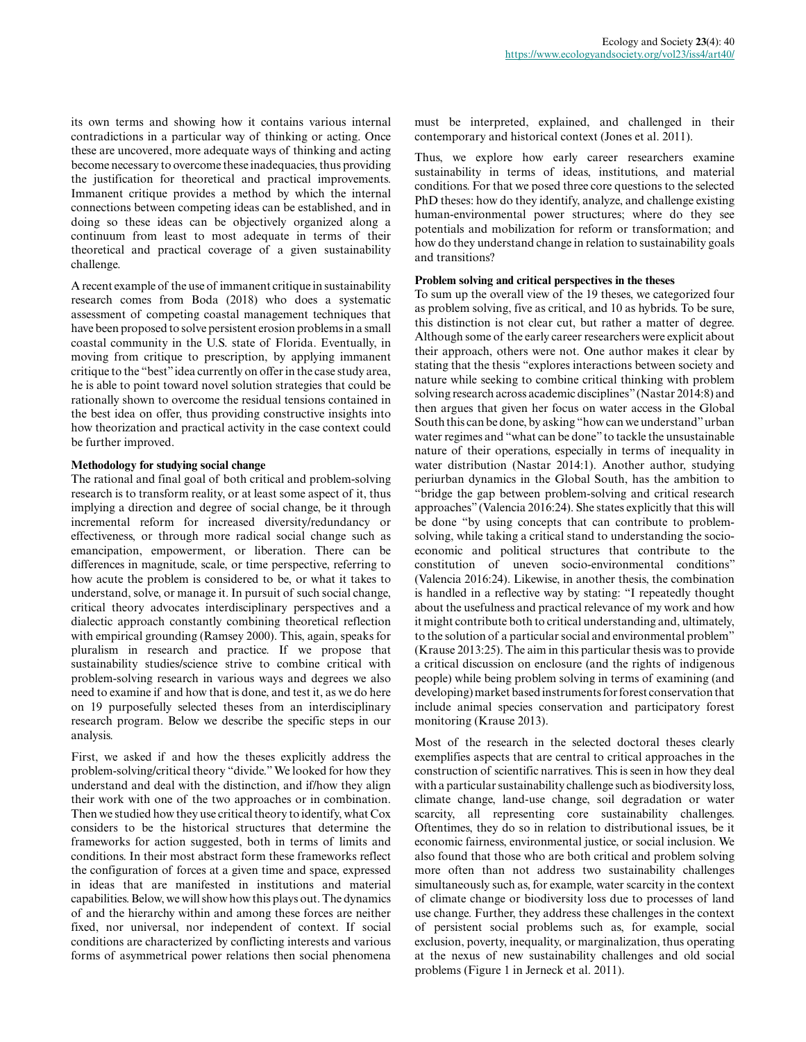its own terms and showing how it contains various internal contradictions in a particular way of thinking or acting. Once these are uncovered, more adequate ways of thinking and acting become necessary to overcome these inadequacies, thus providing the justification for theoretical and practical improvements. Immanent critique provides a method by which the internal connections between competing ideas can be established, and in doing so these ideas can be objectively organized along a continuum from least to most adequate in terms of their theoretical and practical coverage of a given sustainability challenge.

A recent example of the use of immanent critique in sustainability research comes from Boda (2018) who does a systematic assessment of competing coastal management techniques that have been proposed to solve persistent erosion problems in a small coastal community in the U.S. state of Florida. Eventually, in moving from critique to prescription, by applying immanent critique to the "best" idea currently on offer in the case study area, he is able to point toward novel solution strategies that could be rationally shown to overcome the residual tensions contained in the best idea on offer, thus providing constructive insights into how theorization and practical activity in the case context could be further improved.

### Methodology for studying social change

The rational and final goal of both critical and problem-solving research is to transform reality, or at least some aspect of it, thus implying a direction and degree of social change, be it through incremental reform for increased diversity/redundancy or effectiveness, or through more radical social change such as emancipation, empowerment, or liberation. There can be differences in magnitude, scale, or time perspective, referring to how acute the problem is considered to be, or what it takes to understand, solve, or manage it. In pursuit of such social change, critical theory advocates interdisciplinary perspectives and a dialectic approach constantly combining theoretical reflection with empirical grounding (Ramsey 2000). This, again, speaks for pluralism in research and practice. If we propose that sustainability studies/science strive to combine critical with problem-solving research in various ways and degrees we also need to examine if and how that is done, and test it, as we do here on 19 purposefully selected theses from an interdisciplinary research program. Below we describe the specific steps in our analysis.

First, we asked if and how the theses explicitly address the problem-solving/critical theory "divide." We looked for how they understand and deal with the distinction, and if/how they align their work with one of the two approaches or in combination. Then we studied how they use critical theory to identify, what Cox considers to be the historical structures that determine the frameworks for action suggested, both in terms of limits and conditions. In their most abstract form these frameworks reflect the configuration of forces at a given time and space, expressed in ideas that are manifested in institutions and material capabilities. Below, we will show how this plays out. The dynamics of and the hierarchy within and among these forces are neither fixed, nor universal, nor independent of context. If social conditions are characterized by conflicting interests and various forms of asymmetrical power relations then social phenomena must be interpreted, explained, and challenged in their contemporary and historical context (Jones et al. 2011).

Thus, we explore how early career researchers examine sustainability in terms of ideas, institutions, and material conditions. For that we posed three core questions to the selected PhD theses: how do they identify, analyze, and challenge existing human-environmental power structures; where do they see potentials and mobilization for reform or transformation; and how do they understand change in relation to sustainability goals and transitions?

### Problem solving and critical perspectives in the theses

To sum up the overall view of the 19 theses, we categorized four as problem solving, five as critical, and 10 as hybrids. To be sure, this distinction is not clear cut, but rather a matter of degree. Although some of the early career researchers were explicit about their approach, others were not. One author makes it clear by stating that the thesis "explores interactions between society and nature while seeking to combine critical thinking with problem solving research across academic disciplines" (Nastar 2014:8) and then argues that given her focus on water access in the Global South this can be done, by asking "how can we understand" urban water regimes and "what can be done" to tackle the unsustainable nature of their operations, especially in terms of inequality in water distribution (Nastar 2014:1). Another author, studying periurban dynamics in the Global South, has the ambition to "bridge the gap between problem-solving and critical research approaches" (Valencia 2016:24). She states explicitly that this will be done "by using concepts that can contribute to problem-solving, while taking a critical stand to understanding the socio-economic and political structures that contribute to the constitution of uneven socio-environmental conditions" (Valencia 2016:24). Likewise, in another thesis, the combination is handled in a reflective way by stating: "I repeatedly thought about the usefulness and practical relevance of my work and how it might contribute both to critical understanding and, ultimately, to the solution of a particular social and environmental problem" (Krause 2013:25). The aim in this particular thesis was to provide a critical discussion on enclosure (and the rights of indigenous people) while being problem solving in terms of examining (and developing) market based instruments for forest conservation that include animal species conservation and participatory forest monitoring (Krause 2013).

Most of the research in the selected doctoral theses clearly exemplifies aspects that are central to critical approaches in the construction of scientific narratives. This is seen in how they deal with a particular sustainability challenge such as biodiversity loss, climate change, land-use change, soil degradation or water scarcity, all representing core sustainability challenges. Oftentimes, they do so in relation to distributional issues, be it economic fairness, environmental justice, or social inclusion. We also found that those who are both critical and problem solving more often than not address two sustainability challenges simultaneously such as, for example, water scarcity in the context of climate change or biodiversity loss due to processes of land use change. Further, they address these challenges in the context of persistent social problems such as, for example, social exclusion, poverty, inequality, or marginalization, thus operating at the nexus of new sustainability challenges and old social problems (Figure 1 in Jerneck et al. 2011).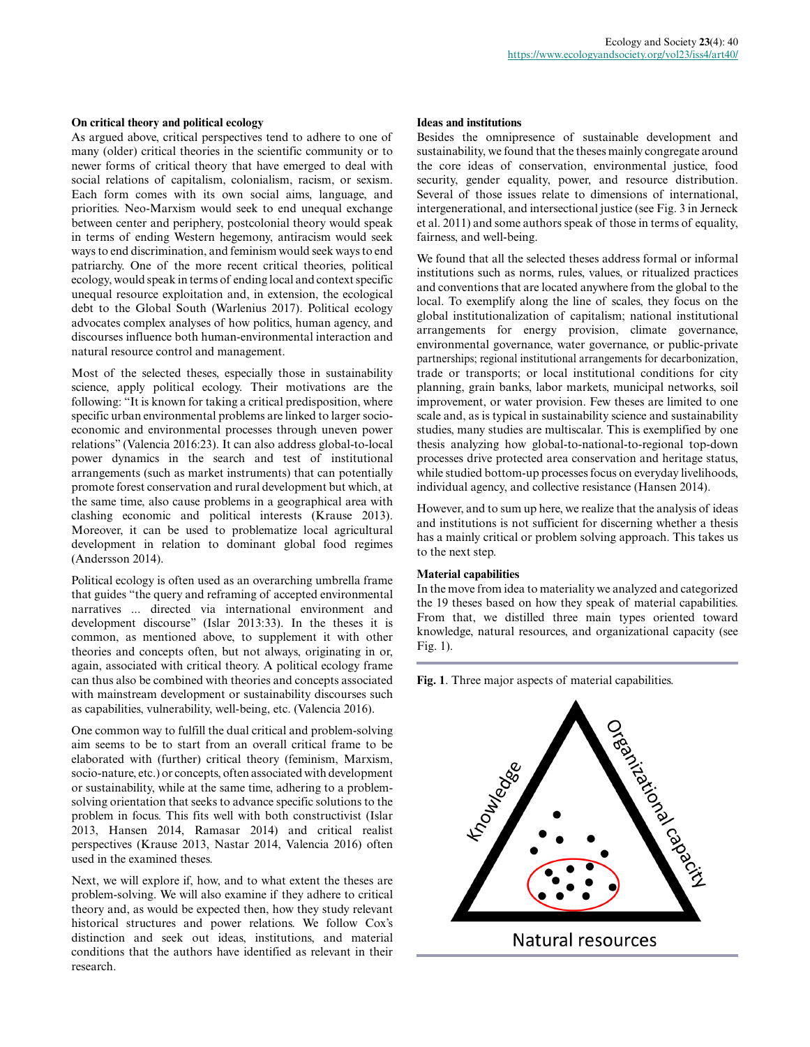### On critical theory and political ecology

As argued above, critical perspectives tend to adhere to one of many (older) critical theories in the scientific community or to newer forms of critical theory that have emerged to deal with social relations of capitalism, colonialism, racism, or sexism. Each form comes with its own social aims, language, and priorities. Neo-Marxism would seek to end unequal exchange between center and periphery, postcolonial theory would speak in terms of ending Western hegemony, antiracism would seek ways to end discrimination, and feminism would seek ways to end patriarchy. One of the more recent critical theories, political ecology, would speak in terms of ending local and context specific unequal resource exploitation and, in extension, the ecological debt to the Global South (Warlenius 2017). Political ecology advocates complex analyses of how politics, human agency, and discourses influence both human-environmental interaction and natural resource control and management.

Most of the selected theses, especially those in sustainability science, apply political ecology. Their motivations are the following: "It is known for taking a critical predisposition, where specific urban environmental problems are linked to larger socio-economic and environmental processes through uneven power relations" (Valencia 2016:23). It can also address global-to-local power dynamics in the search and test of institutional arrangements (such as market instruments) that can potentially promote forest conservation and rural development but which, at the same time, also cause problems in a geographical area with clashing economic and political interests (Krause 2013). Moreover, it can be used to problematize local agricultural development in relation to dominant global food regimes (Andersson 2014).

Political ecology is often used as an overarching umbrella frame that guides "the query and reframing of accepted environmental narratives ... directed via international environment and development discourse" (Islar 2013:33). In the theses it is common, as mentioned above, to supplement it with other theories and concepts often, but not always, originating in or, again, associated with critical theory. A political ecology frame can thus also be combined with theories and concepts associated with mainstream development or sustainability discourses such as capabilities, vulnerability, well-being, etc. (Valencia 2016).

One common way to fulfill the dual critical and problem-solving aim seems to be to start from an overall critical frame to be elaborated with (further) critical theory (feminism, Marxism, socio-nature, etc.) or concepts, often associated with development or sustainability, while at the same time, adhering to a problem-solving orientation that seeks to advance specific solutions to the problem in focus. This fits well with both constructivist (Islar 2013, Hansen 2014, Ramasar 2014) and critical realist perspectives (Krause 2013, Nastar 2014, Valencia 2016) often used in the examined theses.

Next, we will explore if, how, and to what extent the theses are problem-solving. We will also examine if they adhere to critical theory and, as would be expected then, how they study relevant historical structures and power relations. We follow Cox's distinction and seek out ideas, institutions, and material conditions that the authors have identified as relevant in their research.

### Ideas and institutions

Besides the omnipresence of sustainable development and sustainability, we found that the theses mainly congregate around the core ideas of conservation, environmental justice, food security, gender equality, power, and resource distribution. Several of those issues relate to dimensions of international, intergenerational, and intersectional justice (see Fig. 3 in Jerneck et al. 2011) and some authors speak of those in terms of equality, fairness, and well-being.

We found that all the selected theses address formal or informal institutions such as norms, rules, values, or ritualized practices and conventions that are located anywhere from the global to the local. To exemplify along the line of scales, they focus on the global institutionalization of capitalism; national institutional arrangements for energy provision, climate governance, environmental governance, water governance, or public-private partnerships; regional institutional arrangements for decarbonization, trade or transports; or local institutional conditions for city planning, grain banks, labor markets, municipal networks, soil improvement, or water provision. Few theses are limited to one scale and, as is typical in sustainability science and sustainability studies, many studies are multiscalar. This is exemplified by one thesis analyzing how global-to-national-to-regional top-down processes drive protected area conservation and heritage status, while studied bottom-up processes focus on everyday livelihoods, individual agency, and collective resistance (Hansen 2014).

However, and to sum up here, we realize that the analysis of ideas and institutions is not sufficient for discerning whether a thesis has a mainly critical or problem solving approach. This takes us to the next step.

### Material capabilities

In the move from idea to materiality we analyzed and categorized the 19 theses based on how they speak of material capabilities. From that, we distilled three main types oriented toward knowledge, natural resources, and organizational capacity (see Fig. 1).

**Fig. 1**. Three major aspects of material capabilities.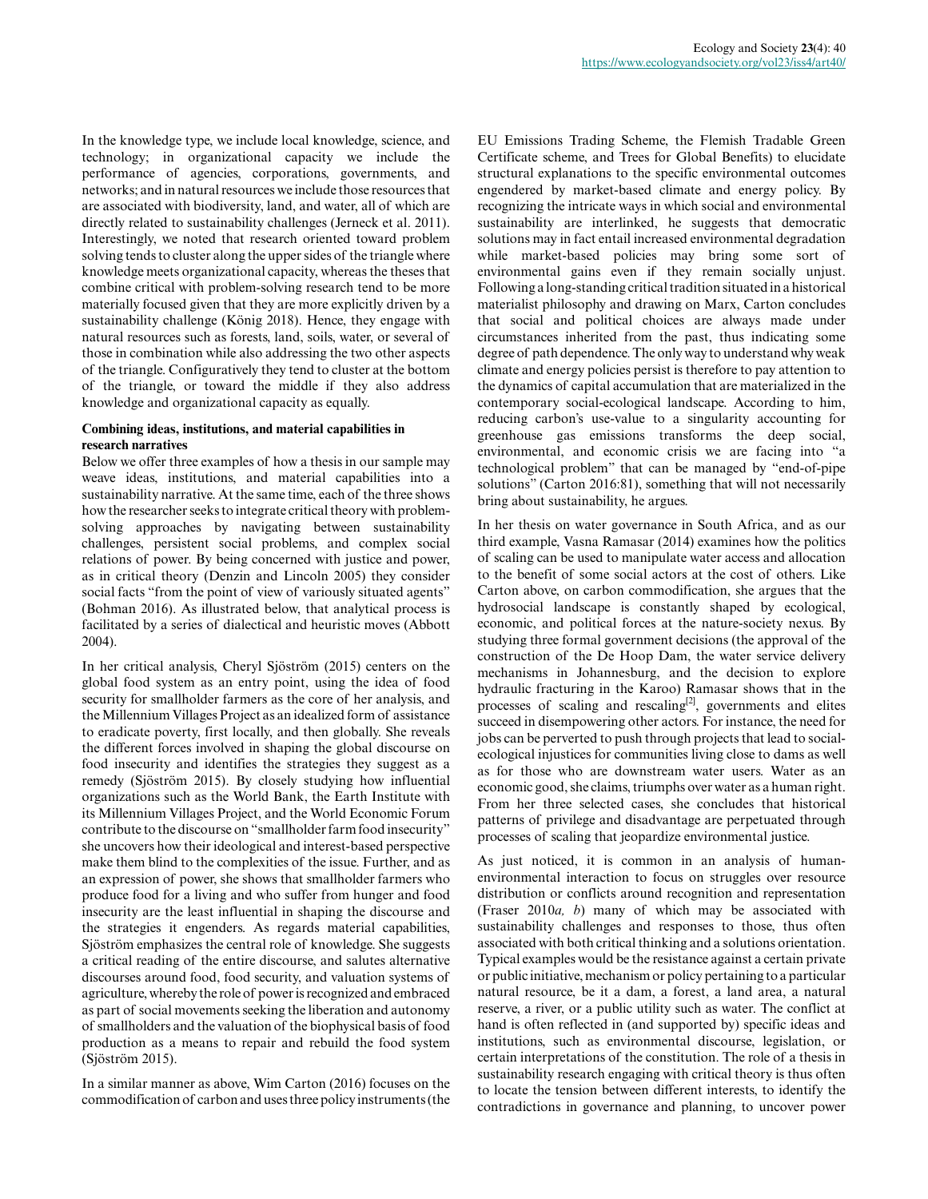In the knowledge type, we include local knowledge, science, and technology; in organizational capacity we include the performance of agencies, corporations, governments, and networks; and in natural resources we include those resources that are associated with biodiversity, land, and water, all of which are directly related to sustainability challenges (Jerneck et al. 2011). Interestingly, we noted that research oriented toward problem solving tends to cluster along the upper sides of the triangle where knowledge meets organizational capacity, whereas the theses that combine critical with problem-solving research tend to be more materially focused given that they are more explicitly driven by a sustainability challenge (König 2018). Hence, they engage with natural resources such as forests, land, soils, water, or several of those in combination while also addressing the two other aspects of the triangle. Configuratively they tend to cluster at the bottom of the triangle, or toward the middle if they also address knowledge and organizational capacity as equally.

**Combining ideas, institutions, and material capabilities in research narratives**

Below we offer three examples of how a thesis in our sample may weave ideas, institutions, and material capabilities into a sustainability narrative. At the same time, each of the three shows how the researcher seeks to integrate critical theory with problem-solving approaches by navigating between sustainability challenges, persistent social problems, and complex social relations of power. By being concerned with justice and power, as in critical theory (Denzin and Lincoln 2005) they consider social facts "from the point of view of variously situated agents" (Bohman 2016). As illustrated below, that analytical process is facilitated by a series of dialectical and heuristic moves (Abbott 2004).

In her critical analysis, Cheryl Sjöström (2015) centers on the global food system as an entry point, using the idea of food security for smallholder farmers as the core of her analysis, and the Millennium Villages Project as an idealized form of assistance to eradicate poverty, first locally, and then globally. She reveals the different forces involved in shaping the global discourse on food insecurity and identifies the strategies they suggest as a remedy (Sjöström 2015). By closely studying how influential organizations such as the World Bank, the Earth Institute with its Millennium Villages Project, and the World Economic Forum contribute to the discourse on "smallholder farm food insecurity" she uncovers how their ideological and interest-based perspective make them blind to the complexities of the issue. Further, and as an expression of power, she shows that smallholder farmers who produce food for a living and who suffer from hunger and food insecurity are the least influential in shaping the discourse and the strategies it engenders. As regards material capabilities, Sjöström emphasizes the central role of knowledge. She suggests a critical reading of the entire discourse, and salutes alternative discourses around food, food security, and valuation systems of agriculture, whereby the role of power is recognized and embraced as part of social movements seeking the liberation and autonomy of smallholders and the valuation of the biophysical basis of food production as a means to repair and rebuild the food system (Sjöström 2015).

In a similar manner as above, Wim Carton (2016) focuses on the commodification of carbon and uses three policy instruments (the EU Emissions Trading Scheme, the Flemish Tradable Green Certificate scheme, and Trees for Global Benefits) to elucidate structural explanations to the specific environmental outcomes engendered by market-based climate and energy policy. By recognizing the intricate ways in which social and environmental sustainability are interlinked, he suggests that democratic solutions may in fact entail increased environmental degradation while market-based policies may bring some sort of environmental gains even if they remain socially unjust. Following a long-standing critical tradition situated in a historical materialist philosophy and drawing on Marx, Carton concludes that social and political choices are always made under circumstances inherited from the past, thus indicating some degree of path dependence. The only way to understand why weak climate and energy policies persist is therefore to pay attention to the dynamics of capital accumulation that are materialized in the contemporary social-ecological landscape. According to him, reducing carbon's use-value to a singularity accounting for greenhouse gas emissions transforms the deep social, environmental, and economic crisis we are facing into "a technological problem" that can be managed by "end-of-pipe solutions" (Carton 2016:81), something that will not necessarily bring about sustainability, he argues.

In her thesis on water governance in South Africa, and as our third example, Vasna Ramasar (2014) examines how the politics of scaling can be used to manipulate water access and allocation to the benefit of some social actors at the cost of others. Like Carton above, on carbon commodification, she argues that the hydrosocial landscape is constantly shaped by ecological, economic, and political forces at the nature-society nexus. By studying three formal government decisions (the approval of the construction of the De Hoop Dam, the water service delivery mechanisms in Johannesburg, and the decision to explore hydraulic fracturing in the Karoo) Ramasar shows that in the processes of scaling and rescaling[2], governments and elites succeed in disempowering other actors. For instance, the need for jobs can be perverted to push through projects that lead to social-ecological injustices for communities living close to dams as well as for those who are downstream water users. Water as an economic good, she claims, triumphs over water as a human right. From her three selected cases, she concludes that historical patterns of privilege and disadvantage are perpetuated through processes of scaling that jeopardize environmental justice.

As just noticed, it is common in an analysis of human-environmental interaction to focus on struggles over resource distribution or conflicts around recognition and representation (Fraser 2010*a, b*) many of which may be associated with sustainability challenges and responses to those, thus often associated with both critical thinking and a solutions orientation. Typical examples would be the resistance against a certain private or public initiative, mechanism or policy pertaining to a particular natural resource, be it a dam, a forest, a land area, a natural reserve, a river, or a public utility such as water. The conflict at hand is often reflected in (and supported by) specific ideas and institutions, such as environmental discourse, legislation, or certain interpretations of the constitution. The role of a thesis in sustainability research engaging with critical theory is thus often to locate the tension between different interests, to identify the contradictions in governance and planning, to uncover power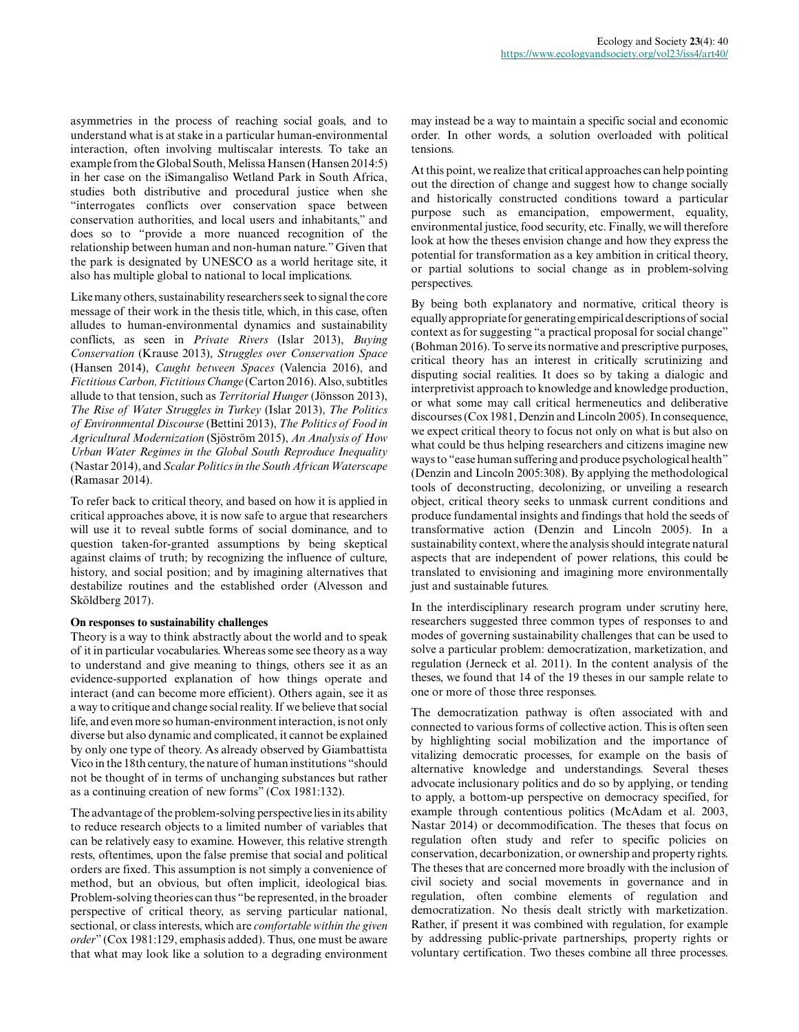asymmetries in the process of reaching social goals, and to understand what is at stake in a particular human-environmental interaction, often involving multiscalar interests. To take an example from the Global South, Melissa Hansen (Hansen 2014:5) in her case on the iSimangaliso Wetland Park in South Africa, studies both distributive and procedural justice when she "interrogates conflicts over conservation space between conservation authorities, and local users and inhabitants," and does so to "provide a more nuanced recognition of the relationship between human and non-human nature." Given that the park is designated by UNESCO as a world heritage site, it also has multiple global to national to local implications.

Like many others, sustainability researchers seek to signal the core message of their work in the thesis title, which, in this case, often alludes to human-environmental dynamics and sustainability conflicts, as seen in *Private Rivers* (Islar 2013), *Buying Conservation* (Krause 2013), *Struggles over Conservation Space* (Hansen 2014), *Caught between Spaces* (Valencia 2016), and *Fictitious Carbon, Fictitious Change* (Carton 2016). Also, subtitles allude to that tension, such as *Territorial Hunger* (Jönsson 2013), *The Rise of Water Struggles in Turkey* (Islar 2013), *The Politics of Environmental Discourse* (Bettini 2013), *The Politics of Food in Agricultural Modernization* (Sjöström 2015), *An Analysis of How Urban Water Regimes in the Global South Reproduce Inequality* (Nastar 2014), and *Scalar Politics in the South African Waterscape* (Ramasar 2014).

To refer back to critical theory, and based on how it is applied in critical approaches above, it is now safe to argue that researchers will use it to reveal subtle forms of social dominance, and to question taken-for-granted assumptions by being skeptical against claims of truth; by recognizing the influence of culture, history, and social position; and by imagining alternatives that destabilize routines and the established order (Alvesson and Sköldberg 2017).

**On responses to sustainability challenges**

Theory is a way to think abstractly about the world and to speak of it in particular vocabularies. Whereas some see theory as a way to understand and give meaning to things, others see it as an evidence-supported explanation of how things operate and interact (and can become more efficient). Others again, see it as a way to critique and change social reality. If we believe that social life, and even more so human-environment interaction, is not only diverse but also dynamic and complicated, it cannot be explained by only one type of theory. As already observed by Giambattista Vico in the 18th century, the nature of human institutions "should not be thought of in terms of unchanging substances but rather as a continuing creation of new forms" (Cox 1981:132).

The advantage of the problem-solving perspective lies in its ability to reduce research objects to a limited number of variables that can be relatively easy to examine. However, this relative strength rests, oftentimes, upon the false premise that social and political orders are fixed. This assumption is not simply a convenience of method, but an obvious, but often implicit, ideological bias. Problem-solving theories can thus "be represented, in the broader perspective of critical theory, as serving particular national, sectional, or class interests, which are *comfortable within the given order*" (Cox 1981:129, emphasis added). Thus, one must be aware that what may look like a solution to a degrading environment may instead be a way to maintain a specific social and economic order. In other words, a solution overloaded with political tensions.

At this point, we realize that critical approaches can help pointing out the direction of change and suggest how to change socially and historically constructed conditions toward a particular purpose such as emancipation, empowerment, equality, environmental justice, food security, etc. Finally, we will therefore look at how the theses envision change and how they express the potential for transformation as a key ambition in critical theory, or partial solutions to social change as in problem-solving perspectives.

By being both explanatory and normative, critical theory is equally appropriate for generating empirical descriptions of social context as for suggesting "a practical proposal for social change" (Bohman 2016). To serve its normative and prescriptive purposes, critical theory has an interest in critically scrutinizing and disputing social realities. It does so by taking a dialogic and interpretivist approach to knowledge and knowledge production, or what some may call critical hermeneutics and deliberative discourses (Cox 1981, Denzin and Lincoln 2005). In consequence, we expect critical theory to focus not only on what is but also on what could be thus helping researchers and citizens imagine new ways to "ease human suffering and produce psychological health" (Denzin and Lincoln 2005:308). By applying the methodological tools of deconstructing, decolonizing, or unveiling a research object, critical theory seeks to unmask current conditions and produce fundamental insights and findings that hold the seeds of transformative action (Denzin and Lincoln 2005). In a sustainability context, where the analysis should integrate natural aspects that are independent of power relations, this could be translated to envisioning and imagining more environmentally just and sustainable futures.

In the interdisciplinary research program under scrutiny here, researchers suggested three common types of responses to and modes of governing sustainability challenges that can be used to solve a particular problem: democratization, marketization, and regulation (Jerneck et al. 2011). In the content analysis of the theses, we found that 14 of the 19 theses in our sample relate to one or more of those three responses.

The democratization pathway is often associated with and connected to various forms of collective action. This is often seen by highlighting social mobilization and the importance of vitalizing democratic processes, for example on the basis of alternative knowledge and understandings. Several theses advocate inclusionary politics and do so by applying, or tending to apply, a bottom-up perspective on democracy specified, for example through contentious politics (McAdam et al. 2003, Nastar 2014) or decommodification. The theses that focus on regulation often study and refer to specific policies on conservation, decarbonization, or ownership and property rights. The theses that are concerned more broadly with the inclusion of civil society and social movements in governance and in regulation, often combine elements of regulation and democratization. No thesis dealt strictly with marketization. Rather, if present it was combined with regulation, for example by addressing public-private partnerships, property rights or voluntary certification. Two theses combine all three processes.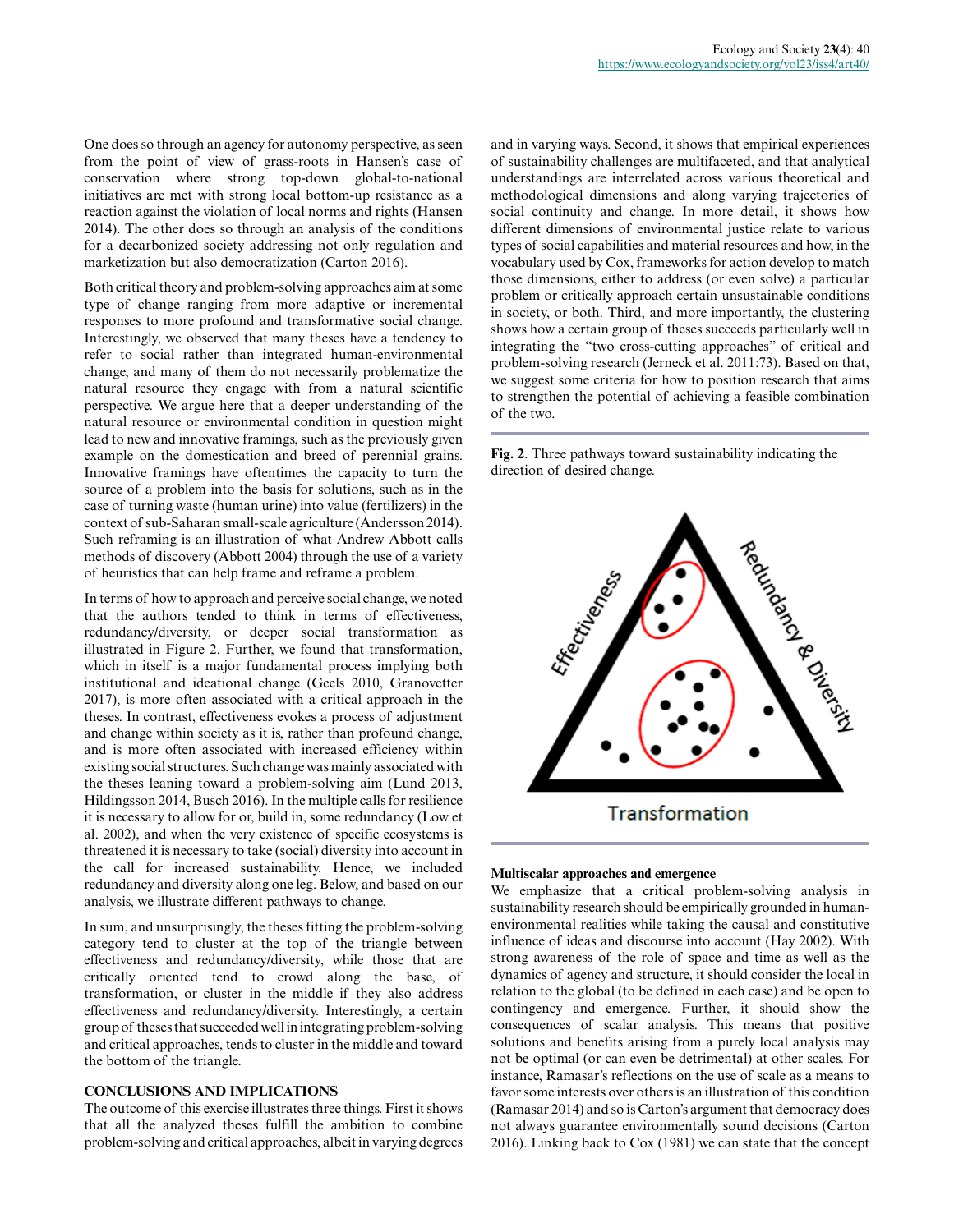One does so through an agency for autonomy perspective, as seen from the point of view of grass-roots in Hansen's case of conservation where strong top-down global-to-national initiatives are met with strong local bottom-up resistance as a reaction against the violation of local norms and rights (Hansen 2014). The other does so through an analysis of the conditions for a decarbonized society addressing not only regulation and marketization but also democratization (Carton 2016).

Both critical theory and problem-solving approaches aim at some type of change ranging from more adaptive or incremental responses to more profound and transformative social change. Interestingly, we observed that many theses have a tendency to refer to social rather than integrated human-environmental change, and many of them do not necessarily problematize the natural resource they engage with from a natural scientific perspective. We argue here that a deeper understanding of the natural resource or environmental condition in question might lead to new and innovative framings, such as the previously given example on the domestication and breed of perennial grains. Innovative framings have oftentimes the capacity to turn the source of a problem into the basis for solutions, such as in the case of turning waste (human urine) into value (fertilizers) in the context of sub-Saharan small-scale agriculture (Andersson 2014). Such reframing is an illustration of what Andrew Abbott calls methods of discovery (Abbott 2004) through the use of a variety of heuristics that can help frame and reframe a problem.

In terms of how to approach and perceive social change, we noted that the authors tended to think in terms of effectiveness, redundancy/diversity, or deeper social transformation as illustrated in Figure 2. Further, we found that transformation, which in itself is a major fundamental process implying both institutional and ideational change (Geels 2010, Granovetter 2017), is more often associated with a critical approach in the theses. In contrast, effectiveness evokes a process of adjustment and change within society as it is, rather than profound change, and is more often associated with increased efficiency within existing social structures. Such change was mainly associated with the theses leaning toward a problem-solving aim (Lund 2013, Hildingsson 2014, Busch 2016). In the multiple calls for resilience it is necessary to allow for or, build in, some redundancy (Low et al. 2002), and when the very existence of specific ecosystems is threatened it is necessary to take (social) diversity into account in the call for increased sustainability. Hence, we included redundancy and diversity along one leg. Below, and based on our analysis, we illustrate different pathways to change.

In sum, and unsurprisingly, the theses fitting the problem-solving category tend to cluster at the top of the triangle between effectiveness and redundancy/diversity, while those that are critically oriented tend to crowd along the base, of transformation, or cluster in the middle if they also address effectiveness and redundancy/diversity. Interestingly, a certain group of theses that succeeded well in integrating problem-solving and critical approaches, tends to cluster in the middle and toward the bottom of the triangle.

## CONCLUSIONS AND IMPLICATIONS

The outcome of this exercise illustrates three things. First it shows that all the analyzed theses fulfill the ambition to combine problem-solving and critical approaches, albeit in varying degrees and in varying ways. Second, it shows that empirical experiences of sustainability challenges are multifaceted, and that analytical understandings are interrelated across various theoretical and methodological dimensions and along varying trajectories of social continuity and change. In more detail, it shows how different dimensions of environmental justice relate to various types of social capabilities and material resources and how, in the vocabulary used by Cox, frameworks for action develop to match those dimensions, either to address (or even solve) a particular problem or critically approach certain unsustainable conditions in society, or both. Third, and more importantly, the clustering shows how a certain group of theses succeeds particularly well in integrating the "two cross-cutting approaches" of critical and problem-solving research (Jerneck et al. 2011:73). Based on that, we suggest some criteria for how to position research that aims to strengthen the potential of achieving a feasible combination of the two.

**Fig. 2**. Three pathways toward sustainability indicating the direction of desired change.

### Multiscalar approaches and emergence

We emphasize that a critical problem-solving analysis in sustainability research should be empirically grounded in human-environmental realities while taking the causal and constitutive influence of ideas and discourse into account (Hay 2002). With strong awareness of the role of space and time as well as the dynamics of agency and structure, it should consider the local in relation to the global (to be defined in each case) and be open to contingency and emergence. Further, it should show the consequences of scalar analysis. This means that positive solutions and benefits arising from a purely local analysis may not be optimal (or can even be detrimental) at other scales. For instance, Ramasar's reflections on the use of scale as a means to favor some interests over others is an illustration of this condition (Ramasar 2014) and so is Carton's argument that democracy does not always guarantee environmentally sound decisions (Carton 2016). Linking back to Cox (1981) we can state that the concept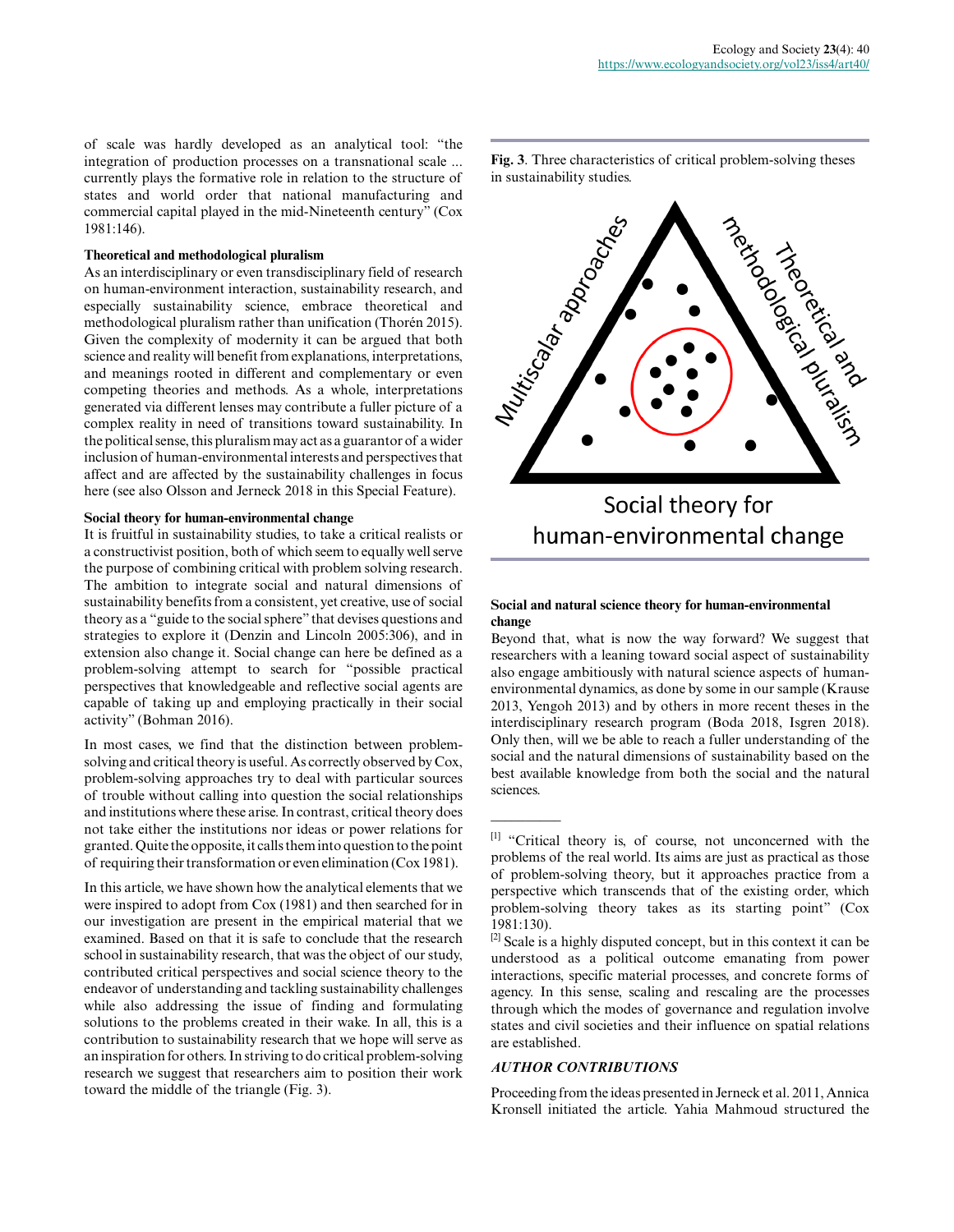of scale was hardly developed as an analytical tool: "the integration of production processes on a transnational scale ... currently plays the formative role in relation to the structure of states and world order that national manufacturing and commercial capital played in the mid-Nineteenth century" (Cox 1981:146).

**Theoretical and methodological pluralism**

As an interdisciplinary or even transdisciplinary field of research on human-environment interaction, sustainability research, and especially sustainability science, embrace theoretical and methodological pluralism rather than unification (Thorén 2015). Given the complexity of modernity it can be argued that both science and reality will benefit from explanations, interpretations, and meanings rooted in different and complementary or even competing theories and methods. As a whole, interpretations generated via different lenses may contribute a fuller picture of a complex reality in need of transitions toward sustainability. In the political sense, this pluralism may act as a guarantor of a wider inclusion of human-environmental interests and perspectives that affect and are affected by the sustainability challenges in focus here (see also Olsson and Jerneck 2018 in this Special Feature).

**Social theory for human-environmental change**

It is fruitful in sustainability studies, to take a critical realists or a constructivist position, both of which seem to equally well serve the purpose of combining critical with problem solving research. The ambition to integrate social and natural dimensions of sustainability benefits from a consistent, yet creative, use of social theory as a "guide to the social sphere" that devises questions and strategies to explore it (Denzin and Lincoln 2005:306), and in extension also change it. Social change can here be defined as a problem-solving attempt to search for "possible practical perspectives that knowledgeable and reflective social agents are capable of taking up and employing practically in their social activity" (Bohman 2016).

In most cases, we find that the distinction between problem-solving and critical theory is useful. As correctly observed by Cox, problem-solving approaches try to deal with particular sources of trouble without calling into question the social relationships and institutions where these arise. In contrast, critical theory does not take either the institutions nor ideas or power relations for granted. Quite the opposite, it calls them into question to the point of requiring their transformation or even elimination (Cox 1981).

In this article, we have shown how the analytical elements that we were inspired to adopt from Cox (1981) and then searched for in our investigation are present in the empirical material that we examined. Based on that it is safe to conclude that the research school in sustainability research, that was the object of our study, contributed critical perspectives and social science theory to the endeavor of understanding and tackling sustainability challenges while also addressing the issue of finding and formulating solutions to the problems created in their wake. In all, this is a contribution to sustainability research that we hope will serve as an inspiration for others. In striving to do critical problem-solving research we suggest that researchers aim to position their work toward the middle of the triangle (Fig. 3).

**Fig. 3**. Three characteristics of critical problem-solving theses in sustainability studies.

Multiscalar approaches | Theoretical and methodological pluralism | Social theory for human-environmental change

**Social and natural science theory for human-environmental change**

Beyond that, what is now the way forward? We suggest that researchers with a leaning toward social aspect of sustainability also engage ambitiously with natural science aspects of human-environmental dynamics, as done by some in our sample (Krause 2013, Yengoh 2013) and by others in more recent theses in the interdisciplinary research program (Boda 2018, Isgren 2018). Only then, will we be able to reach a fuller understanding of the social and the natural dimensions of sustainability based on the best available knowledge from both the social and the natural sciences.

---

[1] "Critical theory is, of course, not unconcerned with the problems of the real world. Its aims are just as practical as those of problem-solving theory, but it approaches practice from a perspective which transcends that of the existing order, which problem-solving theory takes as its starting point" (Cox 1981:130).

[2] Scale is a highly disputed concept, but in this context it can be understood as a political outcome emanating from power interactions, specific material processes, and concrete forms of agency. In this sense, scaling and rescaling are the processes through which the modes of governance and regulation involve states and civil societies and their influence on spatial relations are established.

## *AUTHOR CONTRIBUTIONS*

Proceeding from the ideas presented in Jerneck et al. 2011, Annica Kronsell initiated the article. Yahia Mahmoud structured the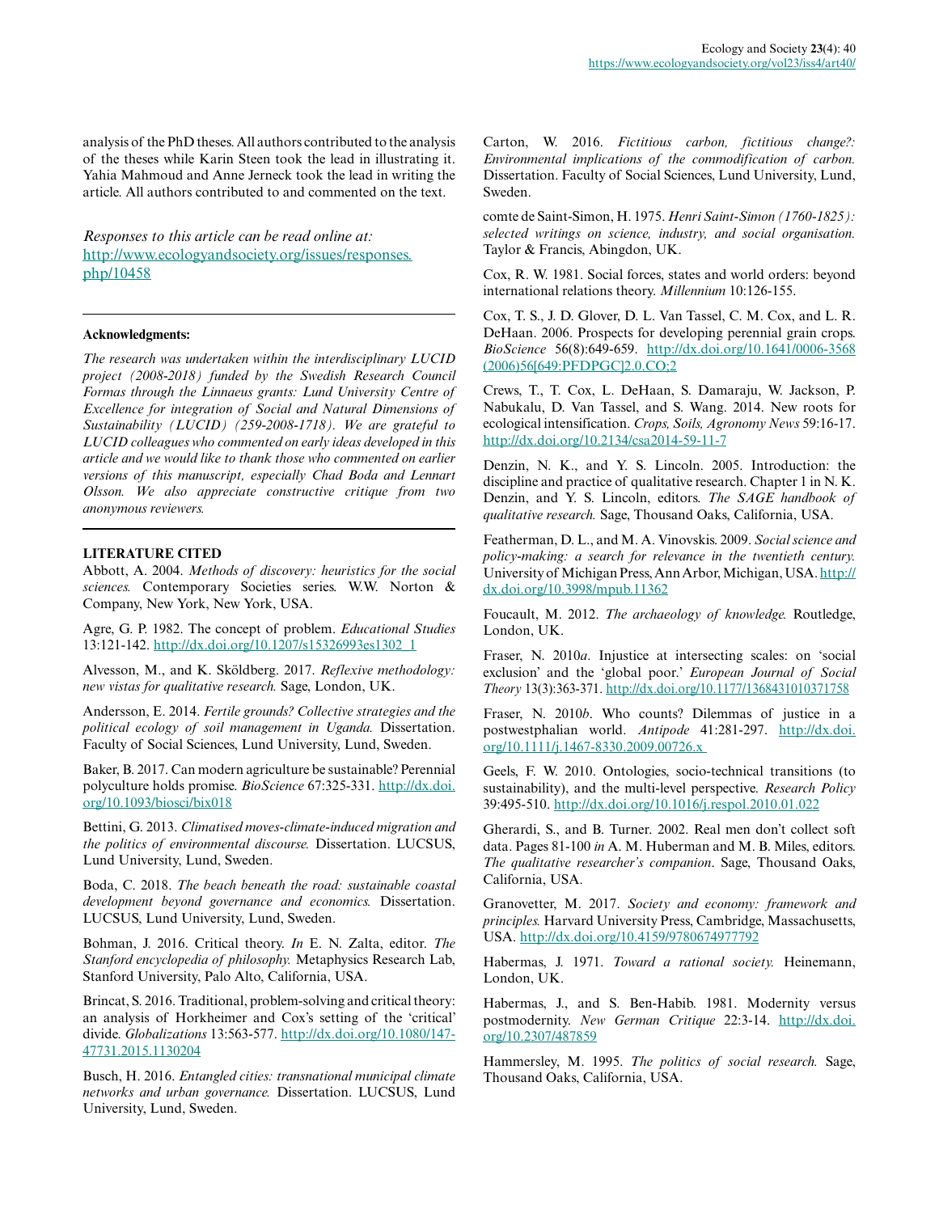analysis of the PhD theses. All authors contributed to the analysis of the theses while Karin Steen took the lead in illustrating it. Yahia Mahmoud and Anne Jerneck took the lead in writing the article. All authors contributed to and commented on the text.

*Responses to this article can be read online at:*
http://www.ecologyandsociety.org/issues/responses.php/10458

---

**Acknowledgments:**

*The research was undertaken within the interdisciplinary LUCID project (2008-2018) funded by the Swedish Research Council Formas through the Linnaeus grants: Lund University Centre of Excellence for integration of Social and Natural Dimensions of Sustainability (LUCID) (259-2008-1718). We are grateful to LUCID colleagues who commented on early ideas developed in this article and we would like to thank those who commented on earlier versions of this manuscript, especially Chad Boda and Lennart Olsson. We also appreciate constructive critique from two anonymous reviewers.*

---

**LITERATURE CITED**

Abbott, A. 2004. *Methods of discovery: heuristics for the social sciences.* Contemporary Societies series. W.W. Norton & Company, New York, New York, USA.

Agre, G. P. 1982. The concept of problem. *Educational Studies* 13:121-142. http://dx.doi.org/10.1207/s15326993es1302_1

Alvesson, M., and K. Sköldberg. 2017. *Reflexive methodology: new vistas for qualitative research.* Sage, London, UK.

Andersson, E. 2014. *Fertile grounds? Collective strategies and the political ecology of soil management in Uganda.* Dissertation. Faculty of Social Sciences, Lund University, Lund, Sweden.

Baker, B. 2017. Can modern agriculture be sustainable? Perennial polyculture holds promise. *BioScience* 67:325-331. http://dx.doi.org/10.1093/biosci/bix018

Bettini, G. 2013. *Climatised moves-climate-induced migration and the politics of environmental discourse.* Dissertation. LUCSUS, Lund University, Lund, Sweden.

Boda, C. 2018. *The beach beneath the road: sustainable coastal development beyond governance and economics.* Dissertation. LUCSUS, Lund University, Lund, Sweden.

Bohman, J. 2016. Critical theory. *In* E. N. Zalta, editor. *The Stanford encyclopedia of philosophy.* Metaphysics Research Lab, Stanford University, Palo Alto, California, USA.

Brincat, S. 2016. Traditional, problem-solving and critical theory: an analysis of Horkheimer and Cox's setting of the 'critical' divide. *Globalizations* 13:563-577. http://dx.doi.org/10.1080/14747731.2015.1130204

Busch, H. 2016. *Entangled cities: transnational municipal climate networks and urban governance.* Dissertation. LUCSUS, Lund University, Lund, Sweden.

Carton, W. 2016. *Fictitious carbon, fictitious change?: Environmental implications of the commodification of carbon.* Dissertation. Faculty of Social Sciences, Lund University, Lund, Sweden.

comte de Saint-Simon, H. 1975. *Henri Saint-Simon (1760-1825): selected writings on science, industry, and social organisation.* Taylor & Francis, Abingdon, UK.

Cox, R. W. 1981. Social forces, states and world orders: beyond international relations theory. *Millennium* 10:126-155.

Cox, T. S., J. D. Glover, D. L. Van Tassel, C. M. Cox, and L. R. DeHaan. 2006. Prospects for developing perennial grain crops. *BioScience* 56(8):649-659. http://dx.doi.org/10.1641/0006-3568(2006)56[649:PFDPGC]2.0.CO;2

Crews, T., T. Cox, L. DeHaan, S. Damaraju, W. Jackson, P. Nabukalu, D. Van Tassel, and S. Wang. 2014. New roots for ecological intensification. *Crops, Soils, Agronomy News* 59:16-17. http://dx.doi.org/10.2134/csa2014-59-11-7

Denzin, N. K., and Y. S. Lincoln. 2005. Introduction: the discipline and practice of qualitative research. Chapter 1 in N. K. Denzin, and Y. S. Lincoln, editors. *The SAGE handbook of qualitative research.* Sage, Thousand Oaks, California, USA.

Featherman, D. L., and M. A. Vinovskis. 2009. *Social science and policy-making: a search for relevance in the twentieth century.* University of Michigan Press, Ann Arbor, Michigan, USA. http://dx.doi.org/10.3998/mpub.11362

Foucault, M. 2012. *The archaeology of knowledge.* Routledge, London, UK.

Fraser, N. 2010*a*. Injustice at intersecting scales: on 'social exclusion' and the 'global poor.' *European Journal of Social Theory* 13(3):363-371. http://dx.doi.org/10.1177/1368431010371758

Fraser, N. 2010*b*. Who counts? Dilemmas of justice in a postwestphalian world. *Antipode* 41:281-297. http://dx.doi.org/10.1111/j.1467-8330.2009.00726.x

Geels, F. W. 2010. Ontologies, socio-technical transitions (to sustainability), and the multi-level perspective. *Research Policy* 39:495-510. http://dx.doi.org/10.1016/j.respol.2010.01.022

Gherardi, S., and B. Turner. 2002. Real men don't collect soft data. Pages 81-100 *in* A. M. Huberman and M. B. Miles, editors. *The qualitative researcher's companion*. Sage, Thousand Oaks, California, USA.

Granovetter, M. 2017. *Society and economy: framework and principles.* Harvard University Press, Cambridge, Massachusetts, USA. http://dx.doi.org/10.4159/9780674977792

Habermas, J. 1971. *Toward a rational society.* Heinemann, London, UK.

Habermas, J., and S. Ben-Habib. 1981. Modernity versus postmodernity. *New German Critique* 22:3-14. http://dx.doi.org/10.2307/487859

Hammersley, M. 1995. *The politics of social research.* Sage, Thousand Oaks, California, USA.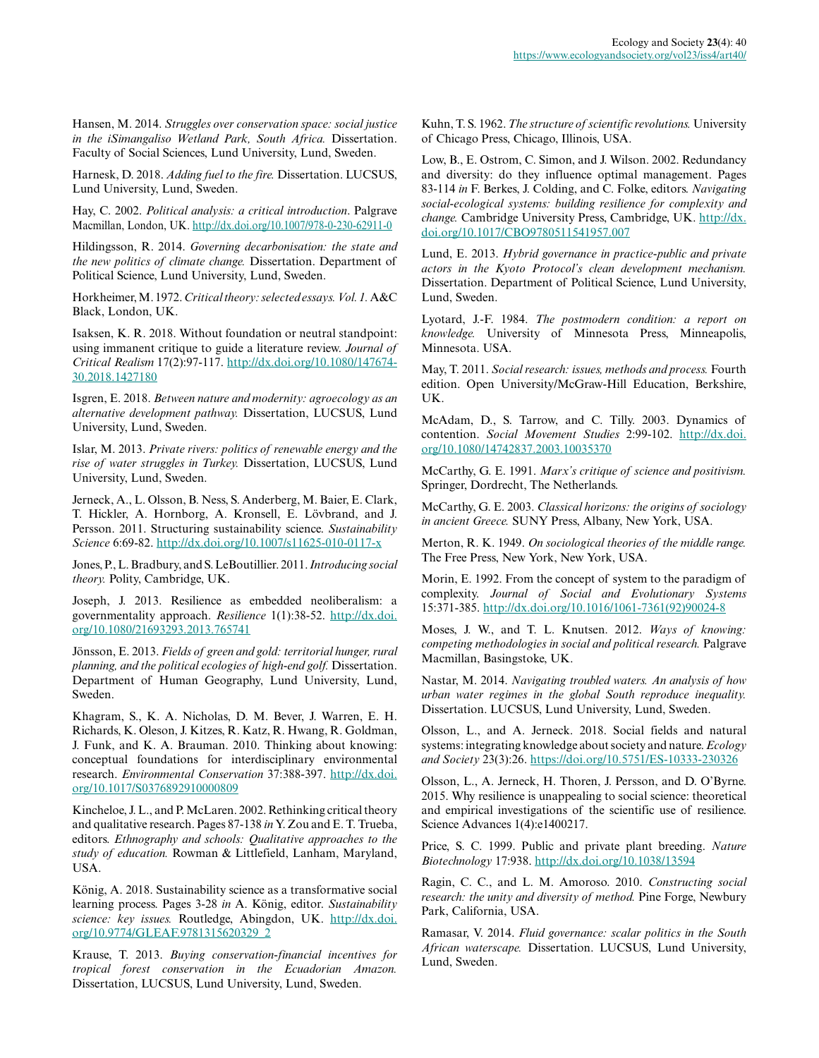Hansen, M. 2014. *Struggles over conservation space: social justice in the iSimangaliso Wetland Park, South Africa.* Dissertation. Faculty of Social Sciences, Lund University, Lund, Sweden.

Harnesk, D. 2018. *Adding fuel to the fire.* Dissertation. LUCSUS, Lund University, Lund, Sweden.

Hay, C. 2002. *Political analysis: a critical introduction*. Palgrave Macmillan, London, UK. http://dx.doi.org/10.1007/978-0-230-62911-0

Hildingsson, R. 2014. *Governing decarbonisation: the state and the new politics of climate change.* Dissertation. Department of Political Science, Lund University, Lund, Sweden.

Horkheimer, M. 1972. *Critical theory: selected essays. Vol. 1.* A&C Black, London, UK.

Isaksen, K. R. 2018. Without foundation or neutral standpoint: using immanent critique to guide a literature review. *Journal of Critical Realism* 17(2):97-117. http://dx.doi.org/10.1080/14767430.2018.1427180

Isgren, E. 2018. *Between nature and modernity: agroecology as an alternative development pathway.* Dissertation, LUCSUS, Lund University, Lund, Sweden.

Islar, M. 2013. *Private rivers: politics of renewable energy and the rise of water struggles in Turkey.* Dissertation, LUCSUS, Lund University, Lund, Sweden.

Jerneck, A., L. Olsson, B. Ness, S. Anderberg, M. Baier, E. Clark, T. Hickler, A. Hornborg, A. Kronsell, E. Lövbrand, and J. Persson. 2011. Structuring sustainability science. *Sustainability Science* 6:69-82. http://dx.doi.org/10.1007/s11625-010-0117-x

Jones, P., L. Bradbury, and S. LeBoutillier. 2011. *Introducing social theory.* Polity, Cambridge, UK.

Joseph, J. 2013. Resilience as embedded neoliberalism: a governmentality approach. *Resilience* 1(1):38-52. http://dx.doi.org/10.1080/21693293.2013.765741

Jönsson, E. 2013. *Fields of green and gold: territorial hunger, rural planning, and the political ecologies of high-end golf.* Dissertation. Department of Human Geography, Lund University, Lund, Sweden.

Khagram, S., K. A. Nicholas, D. M. Bever, J. Warren, E. H. Richards, K. Oleson, J. Kitzes, R. Katz, R. Hwang, R. Goldman, J. Funk, and K. A. Brauman. 2010. Thinking about knowing: conceptual foundations for interdisciplinary environmental research. *Environmental Conservation* 37:388-397. http://dx.doi.org/10.1017/S0376892910000809

Kincheloe, J. L., and P. McLaren. 2002. Rethinking critical theory and qualitative research. Pages 87-138 *in* Y. Zou and E. T. Trueba, editors. *Ethnography and schools: Qualitative approaches to the study of education.* Rowman & Littlefield, Lanham, Maryland, USA.

König, A. 2018. Sustainability science as a transformative social learning process. Pages 3-28 *in* A. König, editor. *Sustainability science: key issues.* Routledge, Abingdon, UK. http://dx.doi.org/10.9774/GLEAF.9781315620329_2

Krause, T. 2013. *Buying conservation-financial incentives for tropical forest conservation in the Ecuadorian Amazon.* Dissertation, LUCSUS, Lund University, Lund, Sweden.

Kuhn, T. S. 1962. *The structure of scientific revolutions.* University of Chicago Press, Chicago, Illinois, USA.

Low, B., E. Ostrom, C. Simon, and J. Wilson. 2002. Redundancy and diversity: do they influence optimal management. Pages 83-114 *in* F. Berkes, J. Colding, and C. Folke, editors. *Navigating social-ecological systems: building resilience for complexity and change.* Cambridge University Press, Cambridge, UK. http://dx.doi.org/10.1017/CBO9780511541957.007

Lund, E. 2013. *Hybrid governance in practice-public and private actors in the Kyoto Protocol's clean development mechanism.* Dissertation. Department of Political Science, Lund University, Lund, Sweden.

Lyotard, J.-F. 1984. *The postmodern condition: a report on knowledge.* University of Minnesota Press, Minneapolis, Minnesota. USA.

May, T. 2011. *Social research: issues, methods and process.* Fourth edition. Open University/McGraw-Hill Education, Berkshire, UK.

McAdam, D., S. Tarrow, and C. Tilly. 2003. Dynamics of contention. *Social Movement Studies* 2:99-102. http://dx.doi.org/10.1080/14742837.2003.10035370

McCarthy, G. E. 1991. *Marx's critique of science and positivism.* Springer, Dordrecht, The Netherlands.

McCarthy, G. E. 2003. *Classical horizons: the origins of sociology in ancient Greece.* SUNY Press, Albany, New York, USA.

Merton, R. K. 1949. *On sociological theories of the middle range.* The Free Press, New York, New York, USA.

Morin, E. 1992. From the concept of system to the paradigm of complexity. *Journal of Social and Evolutionary Systems* 15:371-385. http://dx.doi.org/10.1016/1061-7361(92)90024-8

Moses, J. W., and T. L. Knutsen. 2012. *Ways of knowing: competing methodologies in social and political research.* Palgrave Macmillan, Basingstoke, UK.

Nastar, M. 2014. *Navigating troubled waters. An analysis of how urban water regimes in the global South reproduce inequality.* Dissertation. LUCSUS, Lund University, Lund, Sweden.

Olsson, L., and A. Jerneck. 2018. Social fields and natural systems: integrating knowledge about society and nature. *Ecology and Society* 23(3):26. https://doi.org/10.5751/ES-10333-230326

Olsson, L., A. Jerneck, H. Thoren, J. Persson, and D. O'Byrne. 2015. Why resilience is unappealing to social science: theoretical and empirical investigations of the scientific use of resilience. Science Advances 1(4):e1400217.

Price, S. C. 1999. Public and private plant breeding. *Nature Biotechnology* 17:938. http://dx.doi.org/10.1038/13594

Ragin, C. C., and L. M. Amoroso. 2010. *Constructing social research: the unity and diversity of method.* Pine Forge, Newbury Park, California, USA.

Ramasar, V. 2014. *Fluid governance: scalar politics in the South African waterscape.* Dissertation. LUCSUS, Lund University, Lund, Sweden.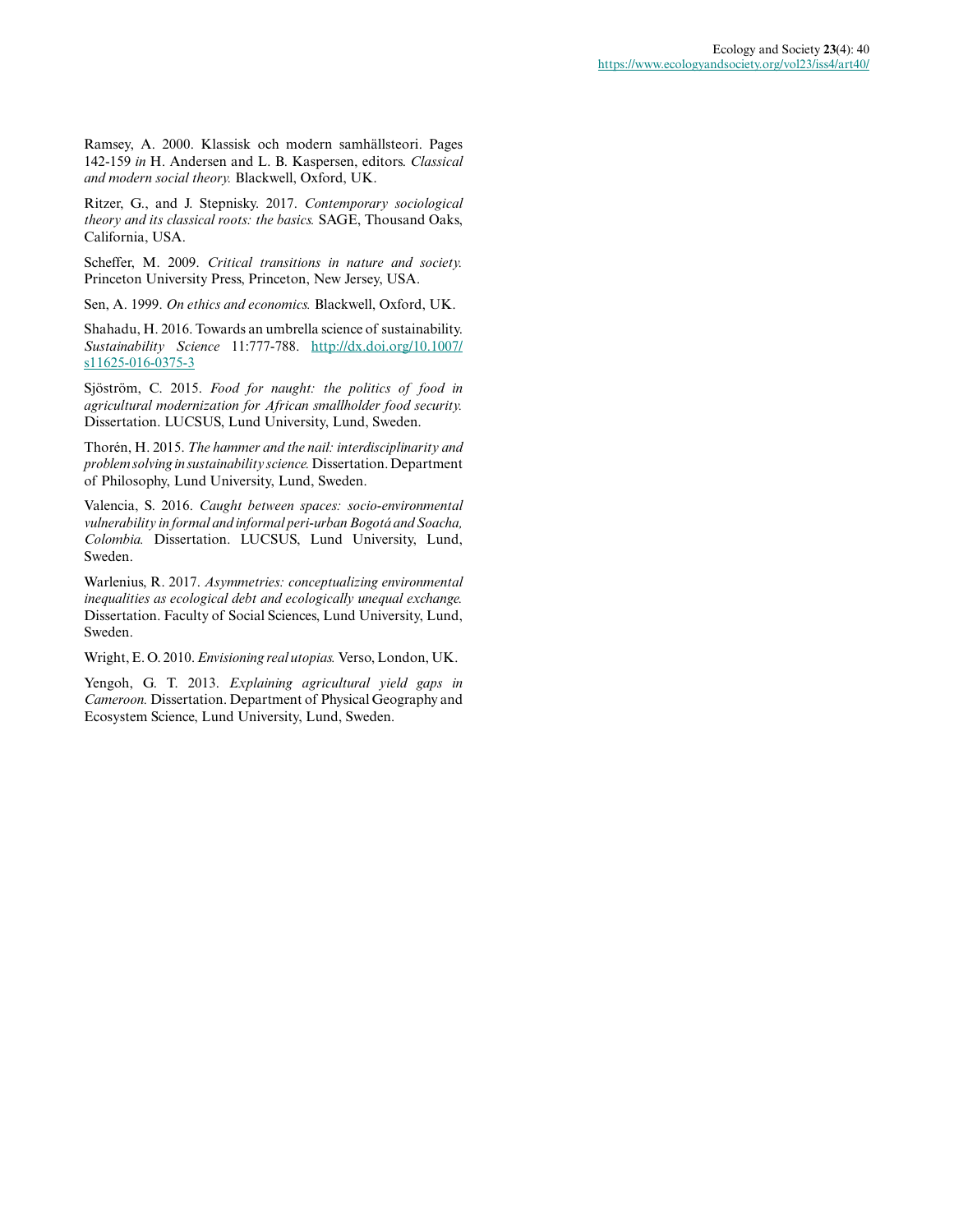Ramsey, A. 2000. Klassisk och modern samhällsteori. Pages 142-159 *in* H. Andersen and L. B. Kaspersen, editors. *Classical and modern social theory.* Blackwell, Oxford, UK.

Ritzer, G., and J. Stepnisky. 2017. *Contemporary sociological theory and its classical roots: the basics.* SAGE, Thousand Oaks, California, USA.

Scheffer, M. 2009. *Critical transitions in nature and society.* Princeton University Press, Princeton, New Jersey, USA.

Sen, A. 1999. *On ethics and economics.* Blackwell, Oxford, UK.

Shahadu, H. 2016. Towards an umbrella science of sustainability. *Sustainability Science* 11:777-788. http://dx.doi.org/10.1007/s11625-016-0375-3

Sjöström, C. 2015. *Food for naught: the politics of food in agricultural modernization for African smallholder food security.* Dissertation. LUCSUS, Lund University, Lund, Sweden.

Thorén, H. 2015. *The hammer and the nail: interdisciplinarity and problem solving in sustainability science.* Dissertation. Department of Philosophy, Lund University, Lund, Sweden.

Valencia, S. 2016. *Caught between spaces: socio-environmental vulnerability in formal and informal peri-urban Bogotá and Soacha, Colombia.* Dissertation. LUCSUS, Lund University, Lund, Sweden.

Warlenius, R. 2017. *Asymmetries: conceptualizing environmental inequalities as ecological debt and ecologically unequal exchange.* Dissertation. Faculty of Social Sciences, Lund University, Lund, Sweden.

Wright, E. O. 2010. *Envisioning real utopias.* Verso, London, UK.

Yengoh, G. T. 2013. *Explaining agricultural yield gaps in Cameroon.* Dissertation. Department of Physical Geography and Ecosystem Science, Lund University, Lund, Sweden.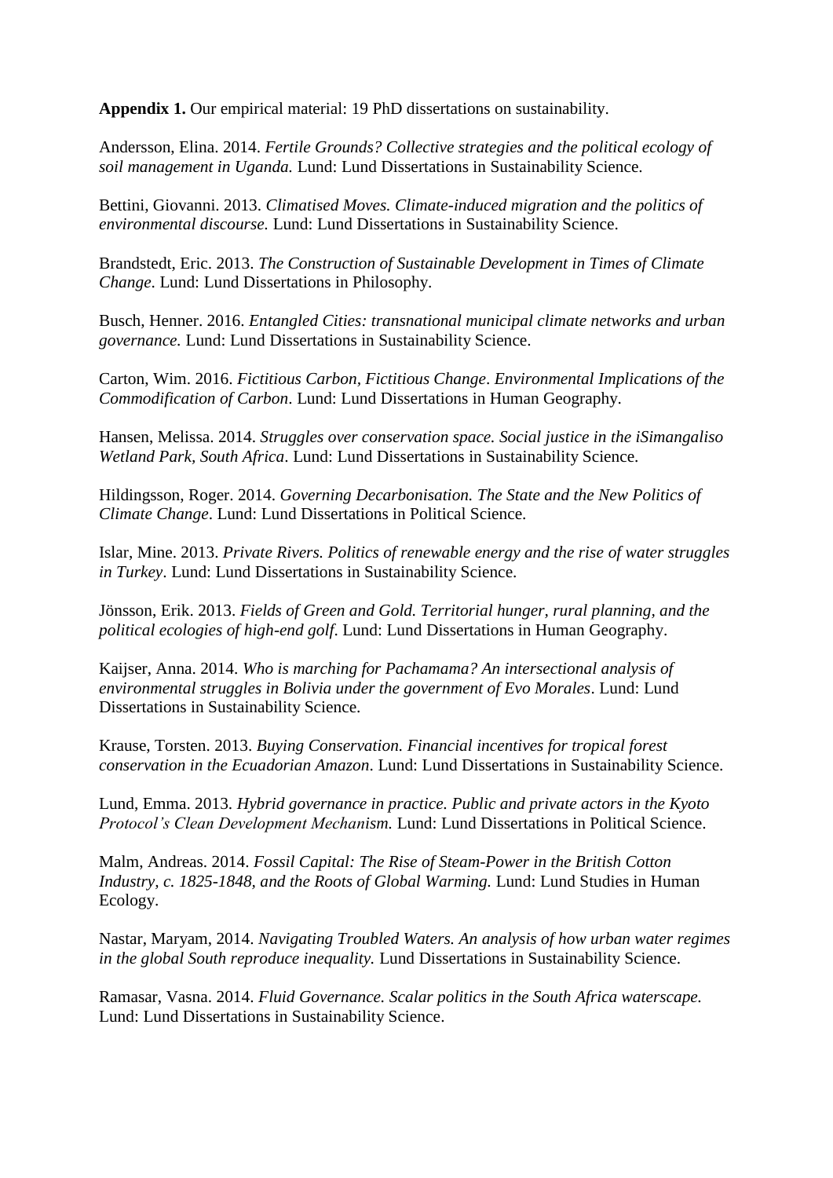**Appendix 1.** Our empirical material: 19 PhD dissertations on sustainability.

Andersson, Elina. 2014. *Fertile Grounds? Collective strategies and the political ecology of soil management in Uganda.* Lund: Lund Dissertations in Sustainability Science.

Bettini, Giovanni. 2013. *Climatised Moves. Climate-induced migration and the politics of environmental discourse.* Lund: Lund Dissertations in Sustainability Science.

Brandstedt, Eric. 2013. *The Construction of Sustainable Development in Times of Climate Change*. Lund: Lund Dissertations in Philosophy.

Busch, Henner. 2016. *Entangled Cities: transnational municipal climate networks and urban governance.* Lund: Lund Dissertations in Sustainability Science.

Carton, Wim. 2016. *Fictitious Carbon, Fictitious Change*. *Environmental Implications of the Commodification of Carbon*. Lund: Lund Dissertations in Human Geography.

Hansen, Melissa. 2014. *Struggles over conservation space. Social justice in the iSimangaliso Wetland Park, South Africa*. Lund: Lund Dissertations in Sustainability Science.

Hildingsson, Roger. 2014. *Governing Decarbonisation. The State and the New Politics of Climate Change*. Lund: Lund Dissertations in Political Science.

Islar, Mine. 2013. *Private Rivers. Politics of renewable energy and the rise of water struggles in Turkey*. Lund: Lund Dissertations in Sustainability Science.

Jönsson, Erik. 2013. *Fields of Green and Gold. Territorial hunger, rural planning, and the political ecologies of high-end golf*. Lund: Lund Dissertations in Human Geography.

Kaijser, Anna. 2014. *Who is marching for Pachamama? An intersectional analysis of environmental struggles in Bolivia under the government of Evo Morales*. Lund: Lund Dissertations in Sustainability Science.

Krause, Torsten. 2013. *Buying Conservation. Financial incentives for tropical forest conservation in the Ecuadorian Amazon*. Lund: Lund Dissertations in Sustainability Science.

Lund, Emma. 2013. *Hybrid governance in practice. Public and private actors in the Kyoto Protocol's Clean Development Mechanism.* Lund: Lund Dissertations in Political Science.

Malm, Andreas. 2014. *Fossil Capital: The Rise of Steam-Power in the British Cotton Industry, c. 1825-1848, and the Roots of Global Warming.* Lund: Lund Studies in Human Ecology.

Nastar, Maryam, 2014. *Navigating Troubled Waters. An analysis of how urban water regimes in the global South reproduce inequality.* Lund Dissertations in Sustainability Science.

Ramasar, Vasna. 2014. *Fluid Governance. Scalar politics in the South Africa waterscape.* Lund: Lund Dissertations in Sustainability Science.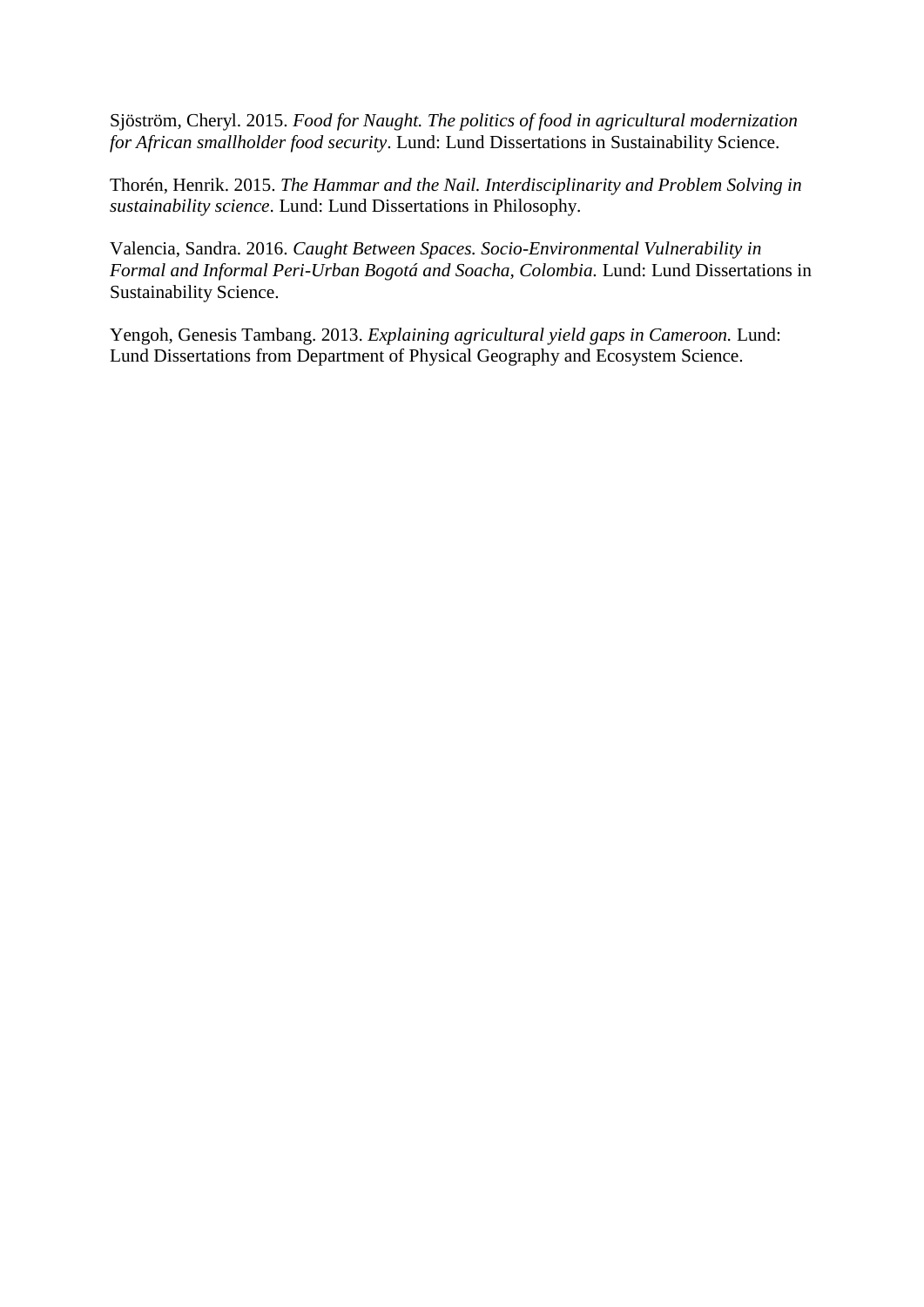Sjöström, Cheryl. 2015. *Food for Naught. The politics of food in agricultural modernization for African smallholder food security*. Lund: Lund Dissertations in Sustainability Science.

Thorén, Henrik. 2015. *The Hammar and the Nail. Interdisciplinarity and Problem Solving in sustainability science*. Lund: Lund Dissertations in Philosophy.

Valencia, Sandra. 2016. *Caught Between Spaces. Socio-Environmental Vulnerability in Formal and Informal Peri-Urban Bogotá and Soacha, Colombia.* Lund: Lund Dissertations in Sustainability Science.

Yengoh, Genesis Tambang. 2013. *Explaining agricultural yield gaps in Cameroon.* Lund: Lund Dissertations from Department of Physical Geography and Ecosystem Science.